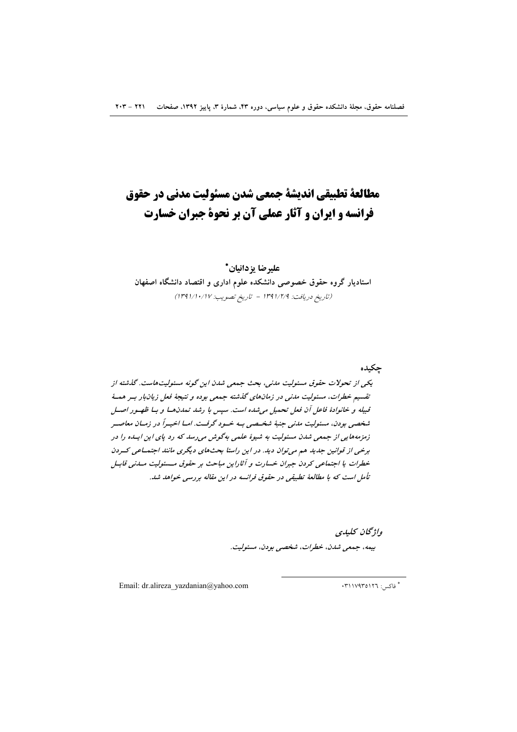# مطالعهٔ تطبیقی اندیشهٔ جمعی شدن مسئولیت مدنی در حقوق فرانسه و ایران و آثار عملی آن بر نحوهٔ جبران خسارت

**علیرضا یزدانیان***

**استادیار گروه حقوق خصوصی دانشکده علوم اداری و اقتصاد دانشگاه اصفهان**

(تاریخ دریافت: ۱۳۹۱/۲/۹ - تاریخ تصویب: ۱۳۹۱/۱۰/۱۷)

## چکیده

*یکی از تحولات حقوق مسئولیت مدنی، بحث جمعی شدن این گونه مسئولیت‌هاست. گذشته از تقسیم خطرات، مسئولیت مدنی در زمان‌های گذشته جمعی بوده و نتیجهٔ فعل زیان‌بار بر همهٔ قبیله و خانوادهٔ فاعل آن فعل تحمیل می‌شده است. سپس با رشد تمدن‌ها و با ظهور اصل شخصی بودن، مسئولیت مدنی جنبهٔ شخصی به خود گرفت. اما اخیراً در زمان معاصر زمزمه‌هایی از جمعی شدن مسئولیت به شیوهٔ علمی به‌گوش می‌رسد که رد پای این ایده را در برخی از قوانین جدید هم می‌توان دید. در این راستا بحث‌های دیگری مانند اجتماعی کردن خطرات یا اجتماعی کردن جبران خسارت و آثاراین مباحث بر حقوق مسئولیت مدنی قابل تأمل است که با مطالعهٔ تطبیقی در حقوق فرانسه در این مقاله بررسی خواهد شد.*

***واژگان کلیدی***

*بیمه، جمعی شدن، خطرات، شخصی بودن، مسئولیت.*

---

* فاکس: ۰۳۱۱۷۹۳۵۱۲۶

Email: dr.alireza_yazdanian@yahoo.com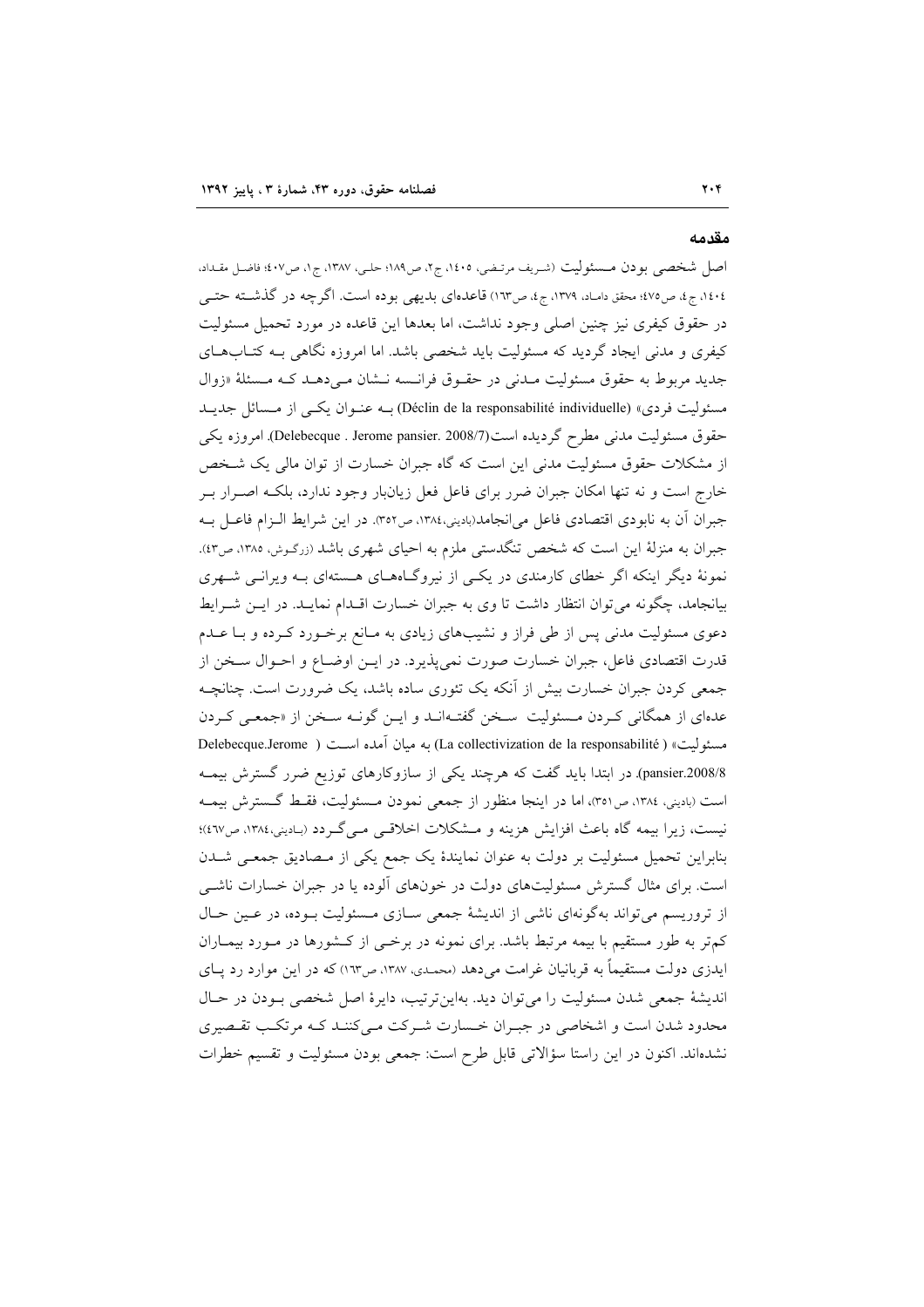## مقدمه

اصل شخصی بودن مسئولیت (شریف مرتضی، ۱۴۰۵، ج۲، ص۱۸۹؛ حلی، ۱۳۸۷، ج۱، ص۴۰۷؛ فاضل مقداد، ۱۴۰۴، ج۴، ص۴۷۵؛ محقق داماد، ۱۳۷۹، ج۴، ص۱۶۳) قاعده‌ای بدیهی بوده است. اگرچه در گذشته حتی در حقوق کیفری نیز چنین اصلی وجود نداشت، اما بعدها این قاعده در مورد تحمیل مسئولیت کیفری و مدنی ایجاد گردید که مسئولیت باید شخصی باشد. اما امروزه نگاهی بـه کتاب‌های جدید مربوط به حقوق مسئولیت مـدنی در حقـوق فرانسه نـشان مـی‌دهـد کـه مـسئلهٔ «زوال مسئولیت فردی» (Déclin de la responsabilité individuelle) بـه عنـوان یکـی از مـسائل جدیـد حقوق مسئولیت مدنی مطرح گردیده است(Delebecque . Jerome pansier. 2008/7). امروزه یکی از مشکلات حقوق مسئولیت مدنی این است که گاه جبران خسارت از توان مالی یک شـخص خارج است و نه تنها امکان جبران ضرر برای فاعل فعل زیان‌بار وجود ندارد، بلکـه اصـرار بـر جبران آن به نابودی اقتصادی فاعل می‌انجامد(بادینی،۱۳۸۴، ص۳۵۲). در این شرایط الـزام فاعـل بـه جبران به منزلهٔ این است که شخص تنگدستی ملزم به احیای شهری باشد (زرگوش، ۱۳۸۵، ص۴۳). نمونهٔ دیگر اینکه اگر خطای کارمندی در یکـی از نیروگـاه‌هـای هـسته‌ای بـه ویرانـی شـهری بیانجامد، چگونه می‌توان انتظار داشت تا وی به جبران خسارت اقـدام نمایـد. در ایـن شـرایط دعوی مسئولیت مدنی پس از طی فراز و نشیب‌های زیادی به مـانع برخـورد کـرده و بـا عـدم قدرت اقتصادی فاعل، جبران خسارت صورت نمی‌پذیرد. در ایـن اوضـاع و احـوال سـخن از جمعی کردن جبران خسارت بیش از آنکه یک تئوری ساده باشد، یک ضرورت است. چنانچـه عده‌ای از همگانی کـردن مـسئولیت سـخن گفتـه‌انـد و ایـن گونـه سـخن از «جمعـی کـردن مسئولیت» (La collectivization de la responsabilité) به میان آمده اسـت ( Delebecque.Jerome pansier.2008/8). در ابتدا باید گفت که هرچند یکی از سازوکارهای توزیع ضرر گسترش بیمـه است (بادینی، ۱۳۸۴، ص۳۵۱)، اما در اینجا منظور از جمعی نمودن مـسئولیت، فقـط گـسترش بیمـه نیست، زیرا بیمه گاه باعث افزایش هزینه و مـشکلات اخلاقـی مـی‌گـردد (بـادینی،۱۳۸۴، ص۴۶۷)؛ بنابراین تحمیل مسئولیت بر دولت به عنوان نمایندهٔ یک جمع یکی از مـصادیق جمعـی شـدن است. برای مثال گسترش مسئولیت‌های دولت در خون‌های آلوده یا در جبران خسارات ناشـی از تروریسم می‌تواند به‌گونه‌ای ناشی از اندیشهٔ جمعی سـازی مـسئولیت بـوده، در عـین حـال کم‌تر به طور مستقیم با بیمه مرتبط باشد. برای نمونه در برخـی از کـشورها در مـورد بیمـاران ایدزی دولت مستقیماً به قربانیان غرامت می‌دهد (محمدی، ۱۳۸۷، ص۱۶۳) که در این موارد رد پـای اندیشهٔ جمعی شدن مسئولیت را می‌توان دید. به‌این‌ترتیب، دایرهٔ اصل شخصی بـودن در حـال محدود شدن است و اشخاصی در جبـران خـسارت شـرکت مـی‌کننـد کـه مرتکـب تقـصیری نشده‌اند. اکنون در این راستا سؤالاتی قابل طرح است: جمعی بودن مسئولیت و تقسیم خطرات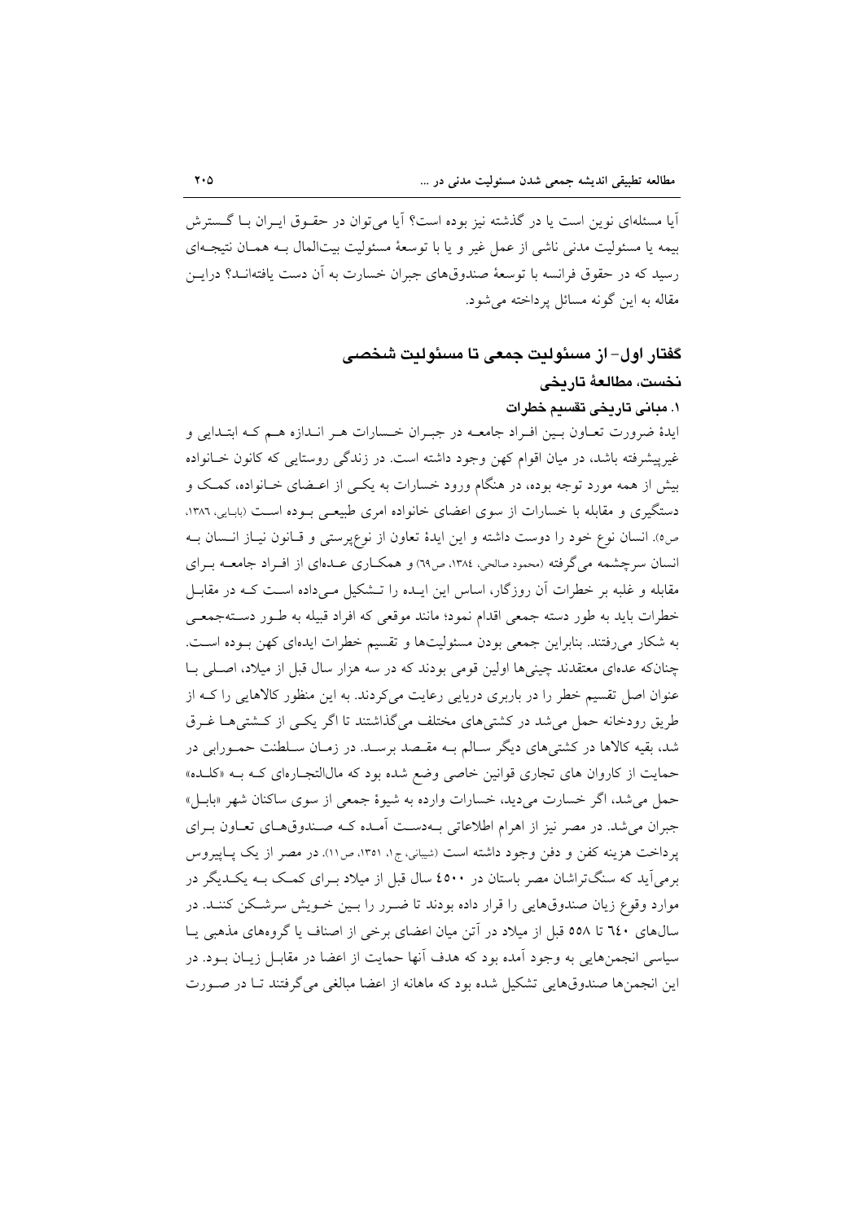آیا مسئله‌ای نوین است یا در گذشته نیز بوده است؟ آیا می‌توان در حقوق ایران با گسترش بیمه یا مسئولیت مدنی ناشی از عمل غیر و یا با توسعهٔ مسئولیت بیت‌المال به همان نتیجه‌ای رسید که در حقوق فرانسه با توسعهٔ صندوق‌های جبران خسارت به آن دست یافته‌اند؟ دراین مقاله به این گونه مسائل پرداخته می‌شود.

## گفتار اول- از مسئولیت جمعی تا مسئولیت شخصی

### نخست، مطالعهٔ تاریخی

#### ۱. مبانی تاریخی تقسیم خطرات

ایدهٔ ضرورت تعاون بین افراد جامعه در جبران خسارات هر اندازه هم که ابتدایی و غیرپیشرفته باشد، در میان اقوام کهن وجود داشته است. در زندگی روستایی که کانون خانواده بیش از همه مورد توجه بوده، در هنگام ورود خسارات به یکی از اعضای خانواده، کمک و دستگیری و مقابله با خسارات از سوی اعضای خانواده امری طبیعی بوده است (بابایی، ۱۳۸۶، ص۵). انسان نوع خود را دوست داشته و این ایدهٔ تعاون از نوع‌پرستی و قانون نیاز انسان به انسان سرچشمه می‌گرفته (محمود صالحی، ۱۳۸٤، ص٦۹) و همکاری عده‌ای از افراد جامعه برای مقابله و غلبه بر خطرات آن روزگار، اساس این ایده را تشکیل می‌داده است که در مقابل خطرات باید به طور دسته جمعی اقدام نمود؛ مانند موقعی که افراد قبیله به طور دسته‌جمعی به شکار می‌رفتند. بنابراین جمعی بودن مسئولیت‌ها و تقسیم خطرات ایده‌ای کهن بوده است. چنان‌که عده‌ای معتقدند چینی‌ها اولین قومی بودند که در سه هزار سال قبل از میلاد، اصلی با عنوان اصل تقسیم خطر را در باربری دریایی رعایت می‌کردند. به این منظور کالاهایی را که از طریق رودخانه حمل می‌شد در کشتی‌های مختلف می‌گذاشتند تا اگر یکی از کشتی‌ها غرق شد، بقیه کالاها در کشتی‌های دیگر سالم به مقصد برسد. در زمان سلطنت حمورابی در حمایت از کاروان های تجاری قوانین خاصی وضع شده بود که مال‌التجاره‌ای که به «کلده» حمل می‌شد، اگر خسارت می‌دید، خسارات وارده به شیوهٔ جمعی از سوی ساکنان شهر «بابل» جبران می‌شد. در مصر نیز از اهرام اطلاعاتی به‌دست آمده که صندوق‌های تعاون برای پرداخت هزینه کفن و دفن وجود داشته است (شیبانی، ج۱، ۱۳۵۱، ص۱۱). در مصر از یک پاپیروس برمی‌آید که سنگ‌تراشان مصر باستان در ٤۵۰۰ سال قبل از میلاد برای کمک به یکدیگر در موارد وقوع زیان صندوق‌هایی را قرار داده بودند تا ضرر را بین خویش سرشکن کنند. در سال‌های ٦٤۰ تا ۵۵۸ قبل از میلاد در آتن میان اعضای برخی از اصناف یا گروه‌های مذهبی یا سیاسی انجمن‌هایی به وجود آمده بود که هدف آنها حمایت از اعضا در مقابل زیان بود. در این انجمن‌ها صندوق‌هایی تشکیل شده بود که ماهانه از اعضا مبالغی می‌گرفتند تا در صورت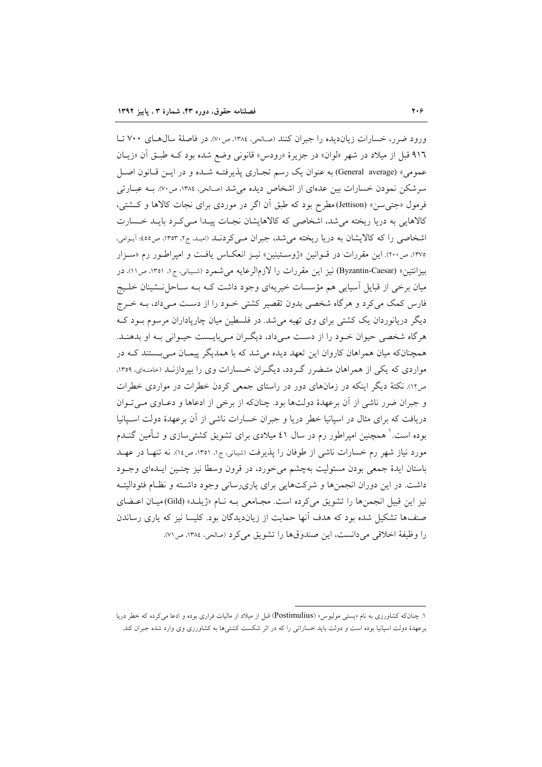ورود ضرر، خسارات زیان‌دیده را جبران کنند (صالحی، ۱۳۸٤، ص۷۰). در فاصلهٔ سال‌های ۷۰۰ تا ۹۱٦ قبل از میلاد در شهر «لوان» در جزیرهٔ «رودس» قانونی وضع شده بود که طبق آن «زیان عمومی» (General average) به عنوان یک رسم تجاری پذیرفته شده و در این قانون اصل سرشکن نمودن خسارات بین عده‌ای از اشخاص دیده می‌شد (صالحی، ۱۳۸٤، ص۷۰). به عبارتی فرمول «جتی‌سن» (Jettison) مطرح بود که طبق آن اگر در موردی برای نجات کالاها و کشتی، کالاهایی به دریا ریخته می‌شد، اشخاصی که کالاهایشان نجات پیدا می‌کرد باید خسارت اشخاصی را که کالایشان به دریا ریخته می‌شد، جبران می‌کردند (امید، ج۲، ۱۳۵۳، ص٤٥٥؛ آیوامی، ۱۳۷۵، ص۲۰۰). این مقررات در قوانین «ژوستینین» نیز انعکاس یافت و امپراطور رم «سزار بیزانتین» (Byzantin-Caesar) نیز این مقررات را لازم‌الرعایه می‌شمرد (شیبانی، ج۱، ۱۳۵۱، ص۱۱). در میان برخی از قبایل آسیایی هم مؤسسات خیریه‌ای وجود داشت که به ساحل‌نشینان خلیج فارس کمک می‌کرد و هرگاه شخصی بدون تقصیر کشتی خود را از دست می‌داد، به خرج دیگر دریانوردان یک کشتی برای وی تهیه می‌شد. در فلسطین میان چارپاداران مرسوم بود که هرگاه شخصی حیوان خود را از دست می‌داد، دیگران می‌بایست حیوانی به او بدهند. همچنان‌که میان همراهان کاروان این تعهد دیده می‌شد که با همدیگر پیمان می‌بستند که در مواردی که یکی از همراهان متضرر گردد، دیگران خسارات وی را بپردازند (خامنه‌ای، ۱۳۵۹، ص۱۲). نکتهٔ دیگر اینکه در زمان‌های دور در راستای جمعی کردن خطرات در مواردی خطرات و جبران ضرر ناشی از آن برعهدهٔ دولت‌ها بود. چنان‌که از برخی از ادعاها و دعاوی می‌توان دریافت که برای مثال در اسپانیا خطر دریا و جبران خسارات ناشی از آن برعهدهٔ دولت اسپانیا بوده است.[1] همچنین امپراطور رم در سال ٤١ میلادی برای تشویق کشتی‌سازی و تأمین گندم مورد نیاز شهر رم خسارات ناشی از طوفان را پذیرفت (شیبانی، ج۱، ۱۳۵۱، ص١٤). نه تنها در عهد باستان ایدهٔ جمعی بودن مسئولیت به‌چشم می‌خورد، در قرون وسطا نیز چنین ایده‌ای وجود داشت. در این دوران انجمن‌ها و شرکت‌هایی برای یاری‌رسانی وجود داشته و نظام فئودالیته نیز این قبیل انجمن‌ها را تشویق می‌کرده است. مجامعی به نام «ژیلد» (Gild) میان اعضای صنف‌ها تشکیل شده بود که هدف آنها حمایت از زیان‌دیدگان بود. کلیسا نیز که یاری رساندن را وظیفهٔ اخلاقی می‌دانست، این صندوق‌ها را تشویق می‌کرد (صالحی، ۱۳۸٤، ص۷۱).

---

۱. چنان‌که کشاورزی به نام «پستی مولیوس» (Postimulius) قبل از میلاد از مالیات فراری بوده و ادعا می‌کرده که خطر دریا برعهدهٔ دولت اسپانیا بوده است و دولت باید خساراتی را که در اثر شکست کشتی‌ها به کشاورزی وی وارد شده جبران کند.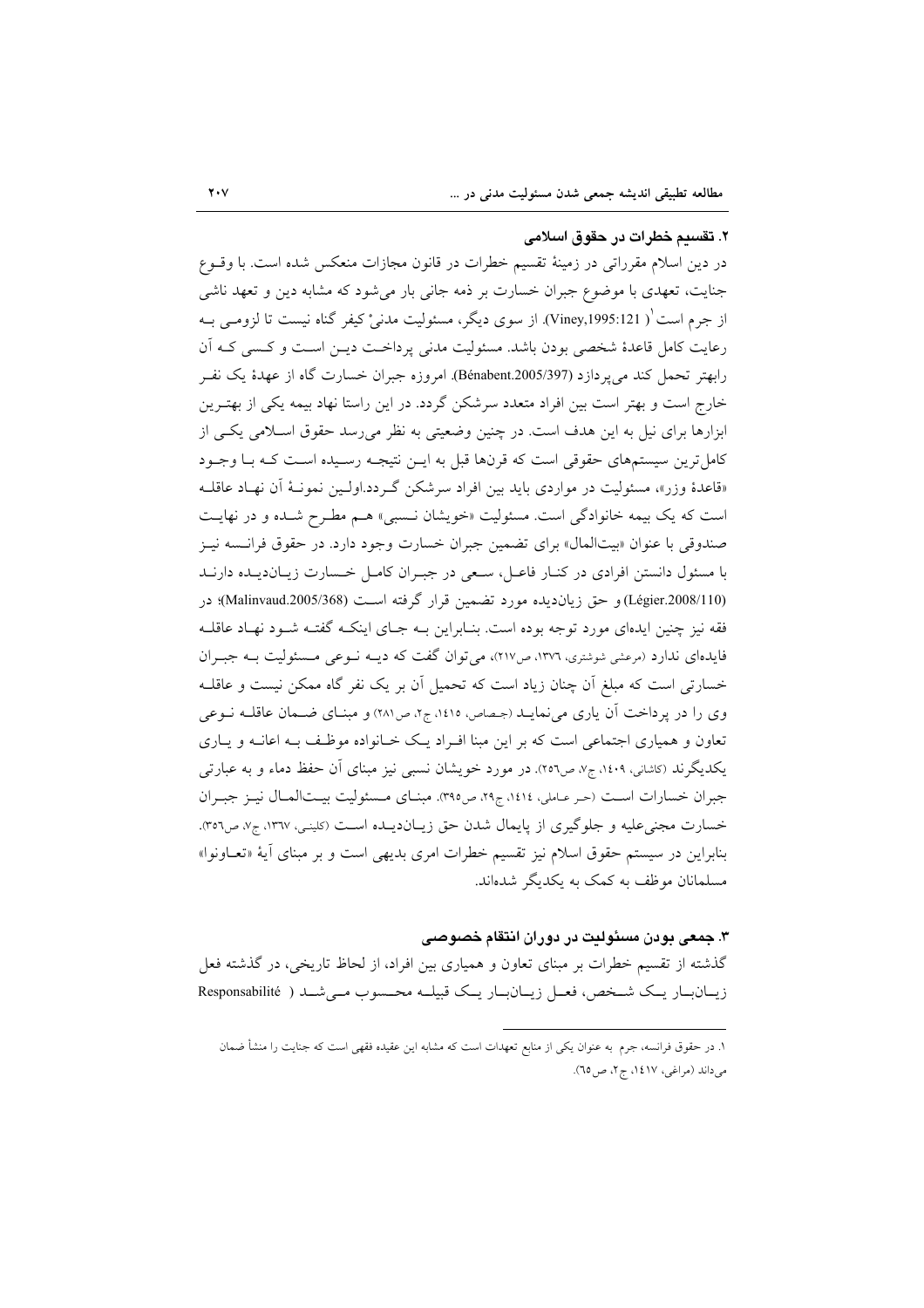## ۲. تقسیم خطرات در حقوق اسلامی

در دین اسلام مقرراتی در زمینهٔ تقسیم خطرات در قانون مجازات منعکس شده است. با وقـوع جنایت، تعهدی با موضوع جبران خسارت بر ذمه جانی بار می‌شود که مشابه دین و تعهد ناشی از جرم است[۱] (Viney,1995:121). از سوی دیگر، مسئولیت مدنیْ کیفر گناه نیست تا لزومـی بـه رعایت کامل قاعدهٔ شخصی بودن باشد. مسئولیت مدنی پرداخـت دیـن اسـت و کسی کـه آن رابهتر تحمل کند می‌پردازد (Bénabent.2005/397). امروزه جبران خسارت گاه از عهدهٔ یک نفـر خارج است و بهتر است بین افراد متعدد سرشکن گردد. در این راستا نهاد بیمه یکی از بهتـرین ابزارها برای نیل به این هدف است. در چنین وضعیتی به نظر می‌رسد حقوق اسـلامی یکـی از کامل‌ترین سیستم‌های حقوقی است که قرن‌ها قبل به ایـن نتیجـه رسـیده اسـت کـه بـا وجـود «قاعدهٔ وزر»، مسئولیت در مواردی باید بین افراد سرشکن گـردد.اولـین نمونـهٔ آن نهـاد عاقلـه است که یک بیمه خانوادگی است. مسئولیت «خویشان نـسبی» هـم مطـرح شـده و در نهایـت صندوقی با عنوان «بیت‌المال» برای تضمین جبران خسارت وجود دارد. در حقوق فرانـسه نیـز با مسئول دانستن افرادی در کنـار فاعـل، سـعی در جبـران کامـل خـسارت زیـان‌دیـده دارنـد (Légier.2008/110) و حق زیان‌دیده مورد تضمین قرار گرفته اسـت (Malinvaud.2005/368)؛ در فقه نیز چنین ایده‌ای مورد توجه بوده است. بنـابراین بـه جـای اینکـه گفتـه شـود نهـاد عاقلـه فایده‌ای ندارد (مرعشی شوشتری، ۱۳۷۶، ص۲۱۷)، می‌توان گفت که دیـه نـوعی مـسئولیت بـه جبـران خسارتی است که مبلغ آن چنان زیاد است که تحمیل آن بر یک نفر گاه ممکن نیست و عاقلـه وی را در پرداخت آن یاری می‌نمایـد (جـصاص، ۱۴۱۵، ج۲، ص۲۸۱) و مبنـای ضـمان عاقلـه نـوعی تعاون و همیاری اجتماعی است که بر این مبنا افـراد یـک خـانواده موظـف بـه اعانـه و یـاری یکدیگرند (کاشانی، ۱۴۰۹، ج۷، ص۲۵۶). در مورد خویشان نسبی نیز مبنای آن حفظ دماء و به عبارتی جبران خسارات اسـت (حـر عـاملی، ۱۴۱۴، ج۲۹، ص۳۹۵). مبنـای مـسئولیت بیـت‌المـال نیـز جبـران خسارت مجنی‌علیه و جلوگیری از پایمال شدن حق زیـان‌دیـده اسـت (کلینـی، ۱۳۶۷، ج۷، ص۳۵۶). بنابراین در سیستم حقوق اسلام نیز تقسیم خطرات امری بدیهی است و بر مبنای آیهٔ «تعـاونوا» مسلمانان موظف به کمک به یکدیگر شده‌اند.

## ۳. جمعی بودن مسئولیت در دوران انتقام خصوصی

گذشته از تقسیم خطرات بر مبنای تعاون و همیاری بین افراد، از لحاظ تاریخی، در گذشته فعل زیـان‌بـار یـک شـخص، فعـل زیـان‌بـار یـک قبیلـه محـسوب مـی‌شـد ( Responsabilité

---

۱. در حقوق فرانسه، جرم به عنوان یکی از منابع تعهدات است که مشابه این عقیده فقهی است که جنایت را منشأ ضمان می‌داند (مراغی، ۱۴۱۷، ج۲، ص۶۵).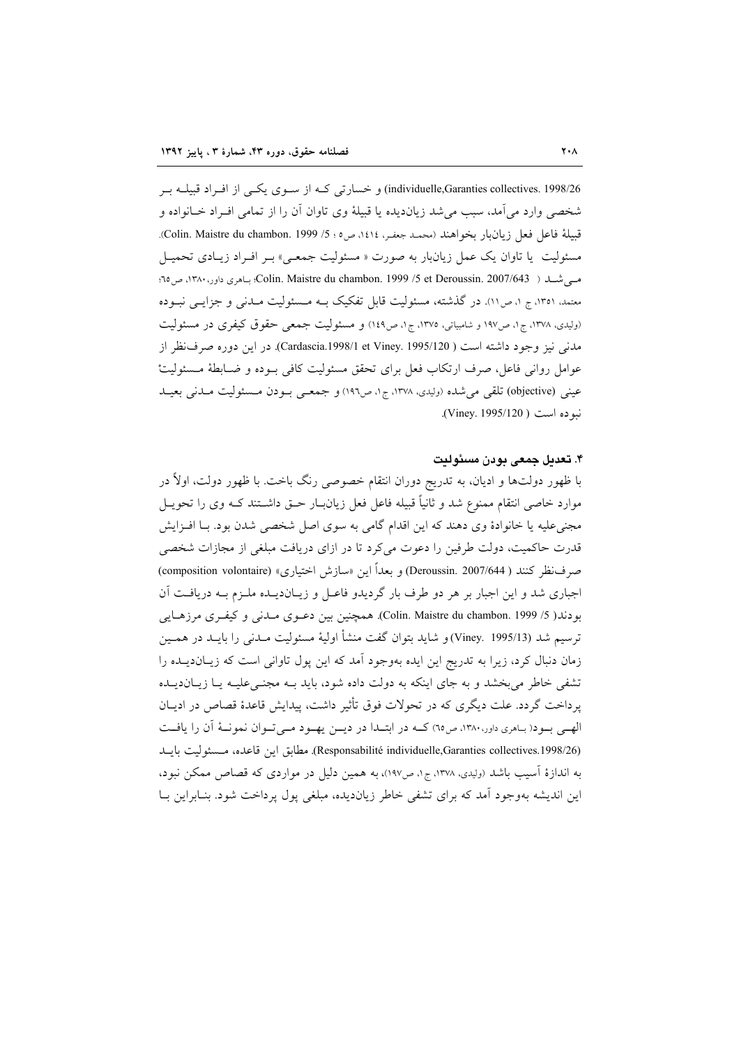individuelle,Garanties collectives. 1998/26) و خسارتی کـه از سـوی یکـی از افـراد قبیلـه بـر شخصی وارد می‌آمد، سبب می‌شد زیان‌دیده یا قبیلهٔ وی تاوان آن را از تمامی افـراد خـانواده و قبیلهٔ فاعل فعل زیان‌بار بخواهند (محمد جعفر، ١٤١٤، ص٥ ؛ Colin. Maistre du chambon. 1999 /5). مسئولیت یا تاوان یک عمل زیان‌بار به صورت « مسئولیت جمعـی» بـر افـراد زیـادی تحمیـل مـی‌شـد ( Colin. Maistre du chambon. 1999 /5 et Deroussin. 2007/643؛ بـاهری داور،١٣٨٠، ص٦٥؛ معتمد، ١٣٥١، ج ١، ص١١). در گذشته، مسئولیت قابل تفکیک بـه مـسئولیت مـدنی و جزایـی نبـوده (ولیدی، ١٣٧٨، ج١، ص١٩٧ و شامبیاتی، ١٣٧٥، ج١، ص١٤٩) و مسئولیت جمعی حقوق کیفری در مسئولیت مدنی نیز وجود داشته است ( Cardascia.1998/1 et Viney. 1995/120). در این دوره صرف‌نظر از عوامل روانی فاعل، صرف ارتکاب فعل برای تحقق مسئولیت کافی بـوده و ضـابطهٔ مـسئولیت عینی (objective) تلقی می‌شده (ولیدی، ١٣٧٨، ج١، ص١٩٦) و جمعـی بـودن مـسئولیت مـدنی بعیـد نبوده است ( Viney. 1995/120).

### ۴. تعدیل جمعی بودن مسئولیت

با ظهور دولت‌ها و ادیان، به تدریج دوران انتقام خصوصی رنگ باخت. با ظهور دولت، اولاً در موارد خاصی انتقام ممنوع شد و ثانیاً قبیله فاعل فعل زیان‌بـار حـق داشـتند کـه وی را تحویـل مجنی‌علیه یا خانوادهٔ وی دهند که این اقدام گامی به سوی اصل شخصی شدن بود. بـا افـزایش قدرت حاکمیت، دولت طرفین را دعوت می‌کرد تا در ازای دریافت مبلغی از مجازات شخصی صرف‌نظر کنند ( Deroussin. 2007/644) و بعداً این «سازش اختیاری» (composition volontaire) اجباری شد و این اجبار بر هر دو طرف بار گردیدو فاعـل و زیـان‌دیـده ملـزم بـه دریافـت آن بودند( Colin. Maistre du chambon. 1999 /5). همچنین بین دعـوی مـدنی و کیفـری مرزهـایی ترسیم شد (Viney. 1995/13) و شاید بتوان گفت منشأ اولیهٔ مسئولیت مـدنی را بایـد در همـین زمان دنبال کرد، زیرا به تدریج این ایده به‌وجود آمد که این پول تاوانی است که زیـان‌دیـده را تشفی خاطر می‌بخشد و به جای اینکه به دولت داده شود، باید بـه مجنـی‌علیـه یـا زیـان‌دیـده پرداخت گردد. علت دیگری که در تحولات فوق تأثیر داشت، پیدایش قاعدهٔ قصاص در ادیـان الهـی بـود( بـاهری داور،١٣٨٠، ص٦٥) کـه در ابتـدا در دیـن یهـود مـی‌تـوان نمونـهٔ آن را یافـت (Responsabilité individuelle,Garanties collectives.1998/26). مطابق این قاعده، مـسئولیت بایـد به اندازهٔ آسیب باشد (ولیدی، ١٣٧٨، ج١، ص١٩٧)، به همین دلیل در مواردی که قصاص ممکن نبود، این اندیشه به‌وجود آمد که برای تشفی خاطر زیان‌دیده، مبلغی پول پرداخت شود. بنـابراین بـا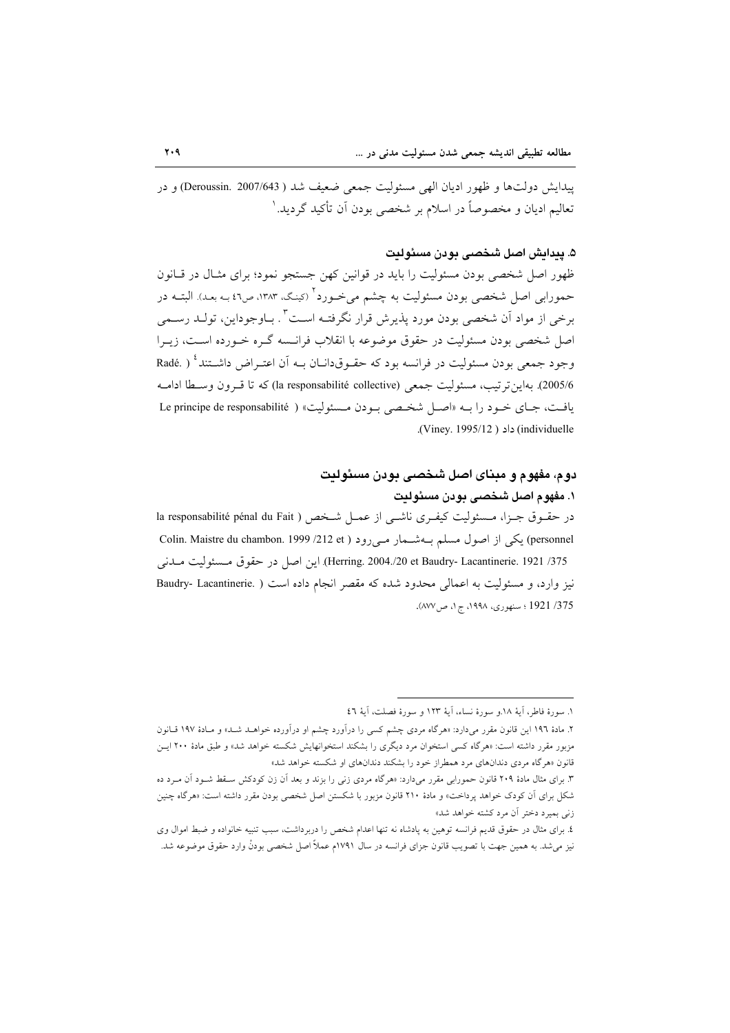پیدایش دولت‌ها و ظهور ادیان الهی مسئولیت جمعی ضعیف شد ( Deroussin. 2007/643) و در تعالیم ادیان و مخصوصاً در اسلام بر شخصی بودن آن تأکید گردید.[1]

### ۵. پیدایش اصل شخصی بودن مسئولیت

ظهور اصل شخصی بودن مسئولیت را باید در قوانین کهن جستجو نمود؛ برای مثال در قانون حمورابی اصل شخصی بودن مسئولیت به چشم می‌خورد[2] (کینگ، ۱۳۸۳، ص۴۶ به بعد). البته در برخی از مواد آن شخصی بودن مورد پذیرش قرار نگرفته است[3]. باوجوداین، تولد رسمی اصل شخصی بودن مسئولیت در حقوق موضوعه با انقلاب فرانسه گره خورده است، زیرا وجود جمعی بودن مسئولیت در فرانسه بود که حقوق‌دانان به آن اعتراض داشتند[4] ( Radé. 2005/6). بدین‌ترتیب، مسئولیت جمعی (la responsabilité collective) که تا قرون وسطا ادامه یافت، جای خود را به «اصل شخصی بودن مسئولیت» ( Le principe de responsabilité individuelle) داد ( Viney. 1995/12).

## دوم، مفهوم و مبنای اصل شخصی بودن مسئولیت

### ۱. مفهوم اصل شخصی بودن مسئولیت

در حقوق جزا، مسئولیت کیفری ناشی از عمل شخص ( la responsabilité pénal du Fait personnel) یکی از اصول مسلم به‌شمار می‌رود ( Colin. Maistre du chambon. 1999 /212 et 375/ Herring. 2004./20 et Baudry- Lacantinerie. 1921). این اصل در حقوق مسئولیت مدنی نیز وارد، و مسئولیت به اعمالی محدود شده که مقصر انجام داده است ( Baudry- Lacantinerie. 375/ 1921 ؛ سنهوری، ۱۹۹۸، ج۱، ص۸۷۷).

---

۱. سورهٔ فاطر، آیهٔ ۱۸،و سورهٔ نساء، آیهٔ ۱۲۳ و سورهٔ فصلت، آیهٔ ۴۶

۲. مادهٔ ۱۹۶ این قانون مقرر می‌دارد: «هرگاه مردی چشم کسی را درآورد چشم او درآورده خواهد شد» و مادهٔ ۱۹۷ قانون مزبور مقرر داشته است: «هرگاه کسی استخوان مرد دیگری را بشکند استخوانهایش شکسته خواهد شد» و طبق مادهٔ ۲۰۰ این قانون «هرگاه مردی دندان‌های مرد همطراز خود را بشکند دندان‌های او شکسته خواهد شد»

۳. برای مثال مادهٔ ۲۰۹ قانون حمورابی مقرر می‌دارد: «هرگاه مردی زنی را بزند و بعد آن زن کودکش سقط شود آن مرد ده شکل برای آن کودک خواهد پرداخت» و مادهٔ ۲۱۰ قانون مزبور با شکستن اصل شخصی بودن مقرر داشته است: «هرگاه چنین زنی بمیرد دختر آن مرد کشته خواهد شد»

۴. برای مثال در حقوق قدیم فرانسه توهین به پادشاه نه تنها اعدام شخص را دربرداشت، سبب تنبیه خانواده و ضبط اموال وی نیز می‌شد. به همین جهت با تصویب قانون جزای فرانسه در سال ۱۷۹۱م عملاً اصل شخصی بودنْ وارد حقوق موضوعه شد.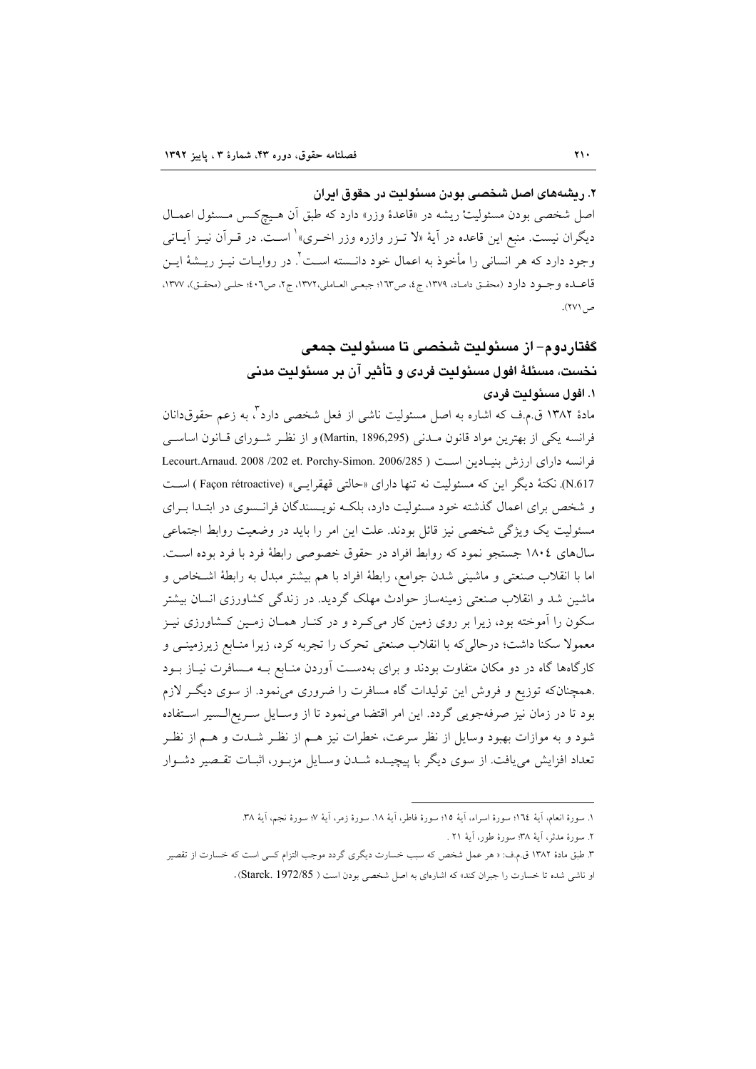### ۲. ریشه‌های اصل شخصی بودن مسئولیت در حقوق ایران

اصل شخصی بودن مسئولیت ریشه در «قاعدهٔ وزر» دارد که طبق آن هیچ‌کس مسئول اعمال دیگران نیست. منبع این قاعده در آیهٔ «لا تزر وازره وزر اخری»[۱] است. در قرآن نیز آیاتی وجود دارد که هر انسانی را مأخوذ به اعمال خود دانسته است[۲]. در روایات نیز ریشهٔ این قاعده وجود دارد (محقق داماد، ۱۳۷۹، ج۴، ص۱۶۳؛ جبعی العاملی،۱۳۷۲، ج۲، ص۴۰۶؛ حلی (محقق)، ۱۳۷۷، ص۲۷۱).

## گفتاردوم- از مسئولیت شخصی تا مسئولیت جمعی

### نخست، مسئلهٔ افول مسئولیت فردی و تأثیر آن بر مسئولیت مدنی

#### ۱. افول مسئولیت فردی

مادهٔ ۱۳۸۲ ق.م.ف که اشاره به اصل مسئولیت ناشی از فعل شخصی دارد[۳]، به زعم حقوقدانان فرانسه یکی از بهترین مواد قانون مدنی (Martin, 1896,295) و از نظر شورای قانون اساسی فرانسه دارای ارزش بنیادین است ( Lecourt.Arnaud. 2008 /202 et. Porchy-Simon. 2006/285 N.617). نکتهٔ دیگر این که مسئولیت نه تنها دارای «حالتی قهقرایی» (Façon rétroactive ) است و شخص برای اعمال گذشته خود مسئولیت دارد، بلکه نویسندگان فرانسوی در ابتدا برای مسئولیت یک ویژگی شخصی نیز قائل بودند. علت این امر را باید در وضعیت روابط اجتماعی سال‌های ۱۸۰۴ جستجو نمود که روابط افراد در حقوق خصوصی رابطهٔ فرد با فرد بوده است. اما با انقلاب صنعتی و ماشینی شدن جوامع، رابطهٔ افراد با هم بیشتر مبدل به رابطهٔ اشخاص و ماشین شد و انقلاب صنعتی زمینه‌ساز حوادث مهلک گردید. در زندگی کشاورزی انسان بیشتر سکون را آموخته بود، زیرا بر روی زمین کار می‌کرد و در کنار همان زمین کشاورزی نیز معمولا سکنا داشت؛ درحالی‌که با انقلاب صنعتی تحرک را تجربه کرد، زیرا منابع زیرزمینی و کارگاه‌ها گاه در دو مکان متفاوت بودند و برای به‌دست آوردن منابع به مسافرت نیاز بود .همچنان‌که توزیع و فروش این تولیدات گاه مسافرت را ضروری می‌نمود. از سوی دیگر لازم بود تا در زمان نیز صرفه‌جویی گردد. این امر اقتضا می‌نمود تا از وسایل سریع‌السیر استفاده شود و به موازات بهبود وسایل از نظر سرعت، خطرات نیز هم از نظر شدت و هم از نظر تعداد افزایش می‌یافت. از سوی دیگر با پیچیده شدن وسایل مزبور، اثبات تقصیر دشوار

---

۱. سورهٔ انعام، آیهٔ ۱۶۴؛ سورهٔ اسراء، آیهٔ ۱۵؛ سورهٔ فاطر، آیهٔ ۱۸. سورهٔ زمر، آیهٔ ۷؛ سورهٔ نجم، آیهٔ ۳۸.

۲. سورهٔ مدثر، آیهٔ ۳۸؛ سورهٔ طور، آیهٔ ۲۱ .

۳. طبق مادهٔ ۱۳۸۲ ق.م.ف: « هر عمل شخص که سبب خسارت دیگری گردد موجب التزام کسی است که خسارت از تقصیر او ناشی شده تا خسارت را جبران کند» که اشاره‌ای به اصل شخصی بودن است ( Starck. 1972/85).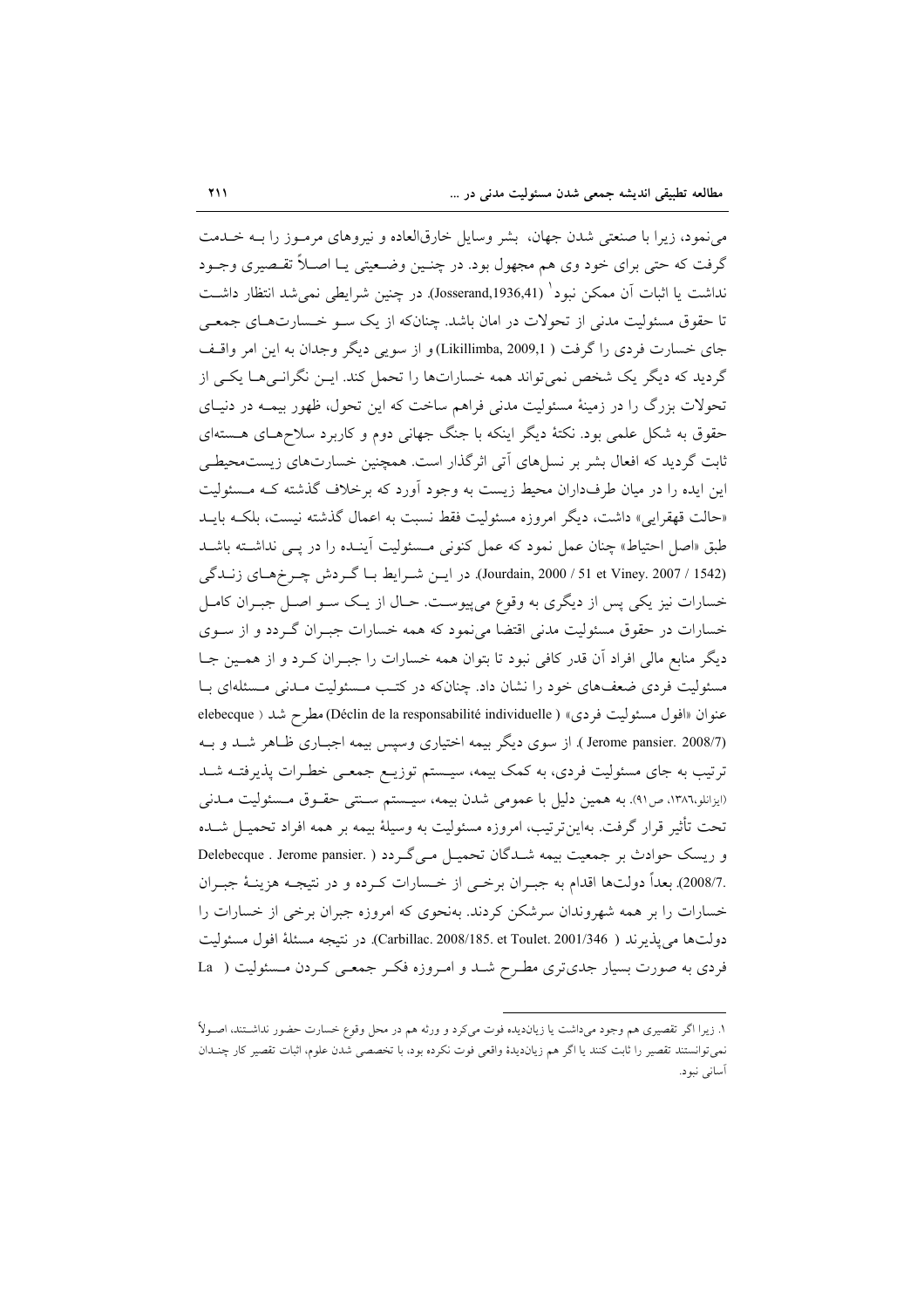می‌نمود، زیرا با صنعتی شدن جهان، بشر وسایل خارق‌العاده و نیروهای مرموز را بـه خـدمت گرفت که حتی برای خود وی هم مجهول بود. در چنـین وضـعیتی یـا اصـلاً تقـصیری وجـود نداشت یا اثبات آن ممکن نبود[1] (Josserand,1936,41). در چنین شرایطی نمی‌شد انتظار داشـت تا حقوق مسئولیت مدنی از تحولات در امان باشد. چنان‌که از یک سـو خـسارت‌هـای جمعـی جای خسارت فردی را گرفت (Likillimba, 2009,1) و از سویی دیگر وجدان به این امر واقـف گردید که دیگر یک شخص نمی‌تواند همه خسارت‌ها را تحمل کند. ایـن نگرانـی‌هـا یکـی از تحولات بزرگ را در زمینهٔ مسئولیت مدنی فراهم ساخت که این تحول، ظهور بیمـه در دنیـای حقوق به شکل علمی بود. نکتهٔ دیگر اینکه با جنگ جهانی دوم و کاربرد سلاح‌هـای هـسته‌ای ثابت گردید که افعال بشر بر نسل‌های آتی اثرگذار است. همچنین خسارت‌های زیست‌محیطـی این ایده را در میان طرف‌داران محیط زیست به وجود آورد که برخلاف گذشته کـه مـسئولیت «حالت قهقرایی» داشت، دیگر امروزه مسئولیت فقط نسبت به اعمال گذشته نیست، بلکـه بایـد طبق «اصل احتیاط» چنان عمل نمود که عمل کنونی مـسئولیت آینـده را در پـی نداشـته باشـد (Jourdain, 2000 / 51 et Viney. 2007 / 1542). در ایـن شـرایط بـا گـردش چـرخ‌هـای زنـدگی خسارات نیز یکی پس از دیگری به وقوع می‌پیوست. حـال از یـک سـو اصـل جبـران کامـل خسارات در حقوق مسئولیت مدنی اقتضا می‌نمود که همه خسارات جبـران گـردد و از سـوی دیگر منابع مالی افراد آن قدر کافی نبود تا بتوان همه خسارات را جبـران کـرد و از همـین جـا مسئولیت فردی ضعف‌های خود را نشان داد. چنان‌که در کتب مـسئولیت مـدنی مـسئله‌ای بـا عنوان «افول مسئولیت فردی» (Déclin de la responsabilité individuelle) مطرح شد (elebecque Jerome pansier. 2008/7). از سوی دیگر بیمه اختیاری وسپس بیمه اجبـاری ظـاهر شـد و بـه ترتیب به جای مسئولیت فردی، به کمک بیمه، سیـستم توزیـع جمعـی خطـرات پذیرفتـه شـد (ایزانلو،۱۳۸٦، ص۹۱). به همین دلیل با عمومی شدن بیمه، سیـستم سـنتی حقـوق مـسئولیت مـدنی تحت تأثیر قرار گرفت. به‌این‌ترتیب، امروزه مسئولیت به وسیلهٔ بیمه بر همه افراد تحمیـل شـده و ریسک حوادث بر جمعیت بیمه شـدگان تحمیـل مـی‌گـردد (Delebecque . Jerome pansier. 2008/7.). بعداً دولت‌ها اقدام به جبـران برخـی از خـسارات کـرده و در نتیجـه هزینـهٔ جبـران خسارات را بر همه شهروندان سرشکن کردند. به‌نحوی که امروزه جبران برخی از خسارات را دولت‌ها می‌پذیرند (Carbillac. 2008/185. et Toulet. 2001/346). در نتیجه مسئلهٔ افول مسئولیت فردی به صورت بسیار جدی‌تری مطـرح شـد و امـروزه فکـر جمعـی کـردن مـسئولیت (La

---

۱. زیرا اگر تقصیری هم وجود می‌داشت یا زیاندیده فوت می‌کرد و ورثه هم در محل وقوع خسارت حضور نداشـتند، اصـولاً نمی‌توانستند تقصیر را ثابت کنند یا اگر هم زیاندیدهٔ واقعی فوت نکرده بود، با تخصصی شدن علوم، اثبات تقصیر کار چنـدان آسانی نبود.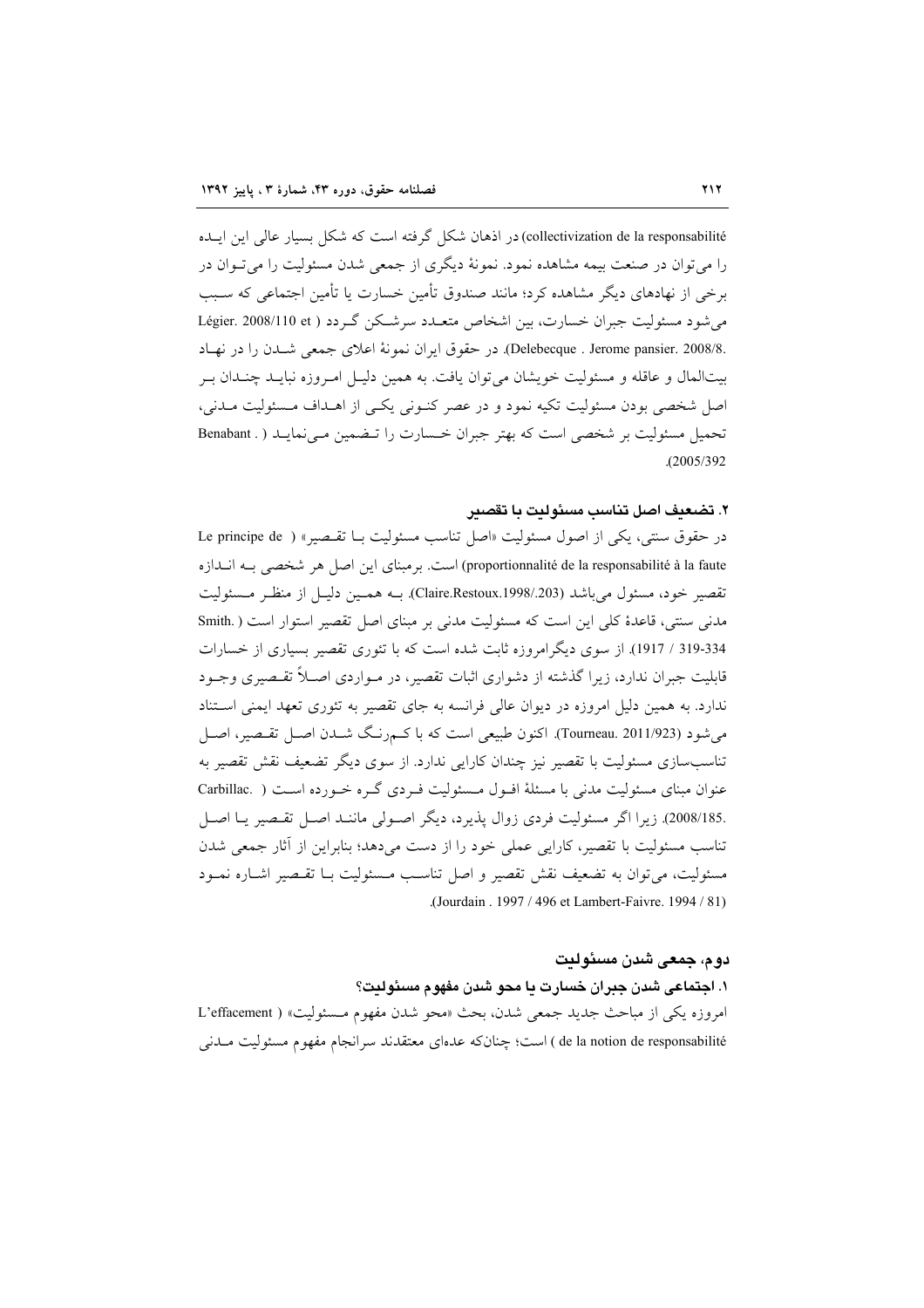collectivization de la responsabilité) در اذهان شکل گرفته است که شکل بسیار عالی این ایده را می‌توان در صنعت بیمه مشاهده نمود. نمونهٔ دیگری از جمعی شدن مسئولیت را می‌توان در برخی از نهادهای دیگر مشاهده کرد؛ مانند صندوق تأمین خسارت یا تأمین اجتماعی که سبب می‌شود مسئولیت جبران خسارت، بین اشخاص متعدد سرشکن گردد ( Légier. 2008/110 et Delebecque . Jerome pansier. 2008/8.). در حقوق ایران نمونهٔ اعلای جمعی شدن را در نهاد بیت‌المال و عاقله و مسئولیت خویشان می‌توان یافت. به همین دلیل امروزه نباید چندان بر اصل شخصی بودن مسئولیت تکیه نمود و در عصر کنونی یکی از اهداف مسئولیت مدنی، تحمیل مسئولیت بر شخصی است که بهتر جبران خسارت را تضمین می‌نماید ( Benabant . 2005/392).

### ۲. تضعیف اصل تناسب مسئولیت با تقصیر

در حقوق سنتی، یکی از اصول مسئولیت «اصل تناسب مسئولیت با تقصیر» ( Le principe de proportionnalité de la responsabilité à la faute) است. برمبنای این اصل هر شخصی به اندازه تقصیر خود، مسئول می‌باشد (Claire.Restoux.1998/.203). به همین دلیل از منظر مسئولیت مدنی سنتی، قاعدهٔ کلی این است که مسئولیت مدنی بر مبنای اصل تقصیر استوار است ( Smith. 319-334 / 1917). از سوی دیگرامروزه ثابت شده است که با تئوری تقصیر بسیاری از خسارات قابلیت جبران ندارد، زیرا گذشته از دشواری اثبات تقصیر، در مواردی اصلاً تقصیری وجود ندارد. به همین دلیل امروزه در دیوان عالی فرانسه به جای تقصیر به تئوری تعهد ایمنی استناد می‌شود (Tourneau. 2011/923). اکنون طبیعی است که با کمرنگ شدن اصل تقصیر، اصل تناسب‌سازی مسئولیت با تقصیر نیز چندان کارایی ندارد. از سوی دیگر تضعیف نقش تقصیر به عنوان مبنای مسئولیت مدنی با مسئلهٔ افول مسئولیت فردی گره خورده است ( Carbillac. 2008/185.). زیرا اگر مسئولیت فردی زوال پذیرد، دیگر اصولی مانند اصل تقصیر یا اصل تناسب مسئولیت با تقصیر، کارایی عملی خود را از دست می‌دهد؛ بنابراین از آثار جمعی شدن مسئولیت، می‌توان به تضعیف نقش تقصیر و اصل تناسب مسئولیت با تقصیر اشاره نمود (Jourdain . 1997 / 496 et Lambert-Faivre. 1994 / 81).

## دوم، جمعی شدن مسئولیت

### ۱. اجتماعی شدن جبران خسارت یا محو شدن مفهوم مسئولیت؟

امروزه یکی از مباحث جدید جمعی شدن، بحث «محو شدن مفهوم مسئولیت» ( L'effacement de la notion de responsabilité ) است؛ چنان‌که عده‌ای معتقدند سرانجام مفهوم مسئولیت مدنی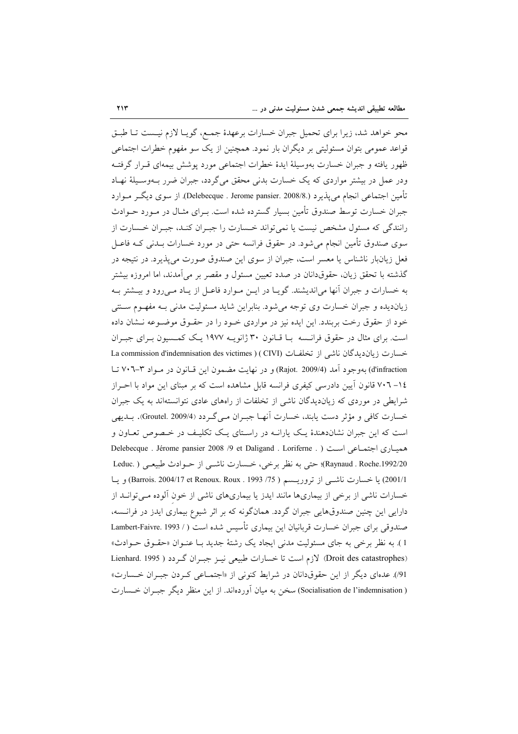محو خواهد شد، زیرا برای تحمیل جبران خسارات برعهدۀ جمع، گویا لازم نیست تا طبق قواعد عمومی بتوان مسئولیتی بر دیگران بار نمود. همچنین از یک سو مفهوم خطرات اجتماعی ظهور یافته و جبران خسارت بهوسیلۀ ایدۀ خطرات اجتماعی مورد پوشش بیمه‌ای قرار گرفته ودر عمل در بیشتر مواردی که یک خسارت بدنی محقق می‌گردد، جبران ضرر به‌وسیلۀ نهاد تأمین اجتماعی انجام می‌پذیرد (Delebecque . Jerome pansier. 2008/8.). از سوی دیگر موارد جبران خسارت توسط صندوق تأمین بسیار گسترده شده است. برای مثال در مورد حوادث رانندگی که مسئول مشخص نیست یا نمی‌تواند خسارت را جبران کند، جبران خسارت از سوی صندوق تأمین انجام می‌شود. در حقوق فرانسه حتی در مورد خسارات بدنی که فاعل فعل زیانبار ناشناس یا معسر است، جبران از سوی این صندوق صورت می‌پذیرد. در نتیجه در گذشته با تحقق زیان، حقوق‌دانان در صدد تعیین مسئول و مقصر بر می‌آمدند، اما امروزه بیشتر به خسارات و جبران آنها می‌اندیشند. گویا در این موارد فاعل از یاد می‌رود و بیشتر به زیان‌دیده و جبران خسارت وی توجه می‌شود. بنابراین شاید مسئولیت مدنی به مفهوم سنتی خود از حقوق رخت بربندد. این ایده نیز در مواردی خود را در حقوق موضوعه نشان داده است. برای مثال در حقوق فرانسه با قانون ۳۰ ژانویه ۱۹۷۷ یک کمسیون برای جبران خسارت زیان‌دیدگان ناشی از تخلفات (La commission d'indemnisation des victimes ) ( CIVI d'infraction) به‌وجود آمد (Rajot. 2009/4) و در نهایت مضمون این قانون در مواد ۳-۷۰۶ تا ۱۴-۷۰۶ قانون آیین دادرسی کیفری فرانسه قابل مشاهده است که بر مبنای این مواد با احراز شرایطی در موردی که زیان‌دیدگان ناشی از تخلفات از راههای عادی نتوانسته‌اند به یک جبران خسارت کافی و مؤثر دست یابند، خسارت آنها جبران می‌گردد (Groutel. 2009/4). بدیهی است که این جبران نشان‌دهندۀ یک یارانه در راستای یک تکلیف در خصوص تعاون و همیاری اجتماعی است ( Delebecque . Jérome pansier 2008 /9 et Daligand . Loriferne . Raynaud . Roche.1992/20)؛ حتی به نظر برخی، خسارت ناشی از حوادث طبیعی ( .Leduc 2001/1) یا خسارت ناشی از تروریسم ( Barrois. 2004/17 et Renoux. Roux . 1993 /75) و یا خسارات ناشی از برخی از بیماری‌ها مانند ایدز یا بیماری‌های ناشی از خون آلوده می‌تواند از دارایی این چنین صندوق‌هایی جبران گردد. همان‌گونه که بر اثر شیوع بیماری ایدز در فرانسه، صندوقی برای جبران خسارت قربانیان این بیماری تأسیس شده است ( / Lambert-Faivre. 1993 1 ). به نظر برخی به جای مسئولیت مدنی ایجاد یک رشتۀ جدید با عنوان «حقوق حوادث» (Droit des catastrophes) لازم است تا خسارات طبیعی نیز جبران گردد ( Lienhard. 1995 91/). عده‌ای دیگر از این حقوق‌دانان در شرایط کنونی از «اجتماعی کردن جبران خسارت» ( Socialisation de l'indemnisation) سخن به میان آورده‌اند. از این منظر دیگر جبران خسارت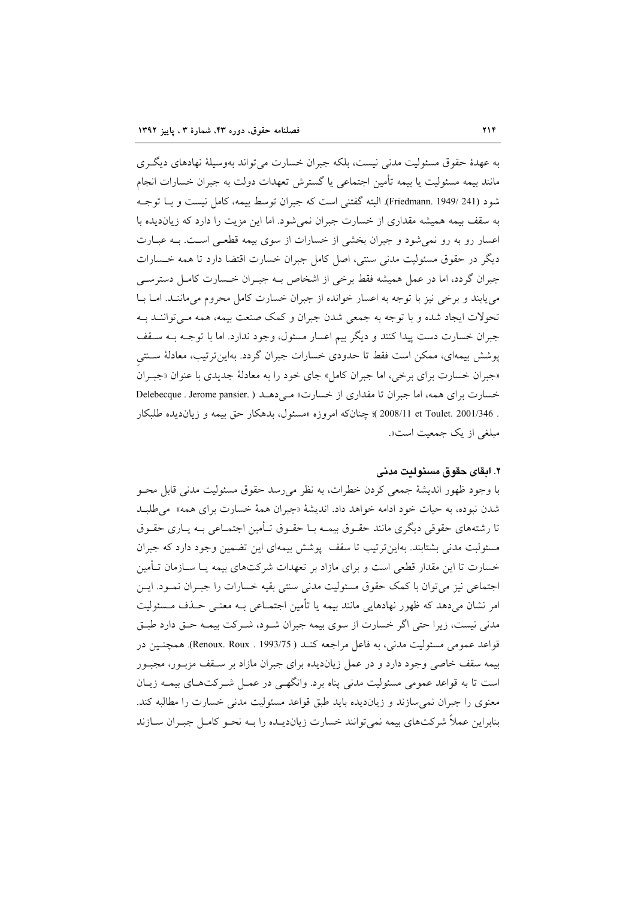به عهدهٔ حقوق مسئولیت مدنی نیست، بلکه جبران خسارت می‌تواند به‌وسیلهٔ نهادهای دیگری مانند بیمه مسئولیت یا بیمه تأمین اجتماعی یا گسترش تعهدات دولت به جبران خسارات انجام شود (Friedmann. 1949/ 241). البته گفتنی است که جبران توسط بیمه، کامل نیست و با توجه به سقف بیمه همیشه مقداری از خسارت جبران نمی‌شود. اما این مزیت را دارد که زیان‌دیده با اعسار رو به رو نمی‌شود و جبران بخشی از خسارات از سوی بیمه قطعی است. به عبارت دیگر در حقوق مسئولیت مدنی سنتی، اصل کامل جبران خسارت اقتضا دارد تا همه خسارات جبران گردد، اما در عمل همیشه فقط برخی از اشخاص به جبران خسارت کامل دسترسی می‌یابند و برخی نیز با توجه به اعسار خوانده از جبران خسارت کامل محروم می‌مانند. اما با تحولات ایجاد شده و با توجه به جمعی شدن جبران و کمک صنعت بیمه، همه می‌توانند به جبران خسارت دست پیدا کنند و دیگر بیم اعسار مسئول، وجود ندارد. اما با توجه به سقف پوشش بیمه‌ای، ممکن است فقط تا حدودی خسارات جبران گردد. بدین‌ترتیب، معادلهٔ سنتیِ «جبران خسارت برای برخی، اما جبران کامل» جای خود را به معادلهٔ جدیدی با عنوان «جبران خسارت برای همه، اما جبران تا مقداری از خسارت» می‌دهد ( Delebecque . Jerome pansier. 2008/11 et Toulet. 2001/346 )؛ چنان‌که امروزه «مسئول، بدهکار حق بیمه و زیان‌دیده طلبکار مبلغی از یک جمعیت است».

## ۲. ابقای حقوق مسئولیت مدنی

با وجود ظهور اندیشهٔ جمعی کردن خطرات، به نظر می‌رسد حقوق مسئولیت مدنی قابل محو شدن نبوده، به حیات خود ادامه خواهد داد. اندیشهٔ «جبران همهٔ خسارت برای همه» می‌طلبد تا رشته‌های حقوقی دیگری مانند حقوق بیمه با حقوق تأمین اجتماعی به یاری حقوق مسئولیت مدنی بشتابند. بدین‌ترتیب تا سقف پوشش بیمه‌ای این تضمین وجود دارد که جبران خسارت تا این مقدار قطعی است و برای مازاد بر تعهدات شرکت‌های بیمه یا سازمان تأمین اجتماعی نیز می‌توان با کمک حقوق مسئولیت مدنی سنتی بقیه خسارات را جبران نمود. این امر نشان می‌دهد که ظهور نهادهایی مانند بیمه یا تأمین اجتماعی به معنی حذف مسئولیت مدنی نیست، زیرا حتی اگر خسارت از سوی بیمه جبران شود، شرکت بیمه حق دارد طبق قواعد عمومی مسئولیت مدنی، به فاعل مراجعه کند ( Renoux. Roux . 1993/75). همچنین در بیمه سقف خاصی وجود دارد و در عمل زیان‌دیده برای جبران مازاد بر سقف مزبور، مجبور است تا به قواعد عمومی مسئولیت مدنی پناه برد. وانگهی در عمل شرکت‌های بیمه زیان معنوی را جبران نمی‌سازند و زیان‌دیده باید طبق قواعد مسئولیت مدنی خسارت را مطالبه کند. بنابراین عملاً شرکت‌های بیمه نمی‌توانند خسارت زیان‌دیده را به نحو کامل جبران سازند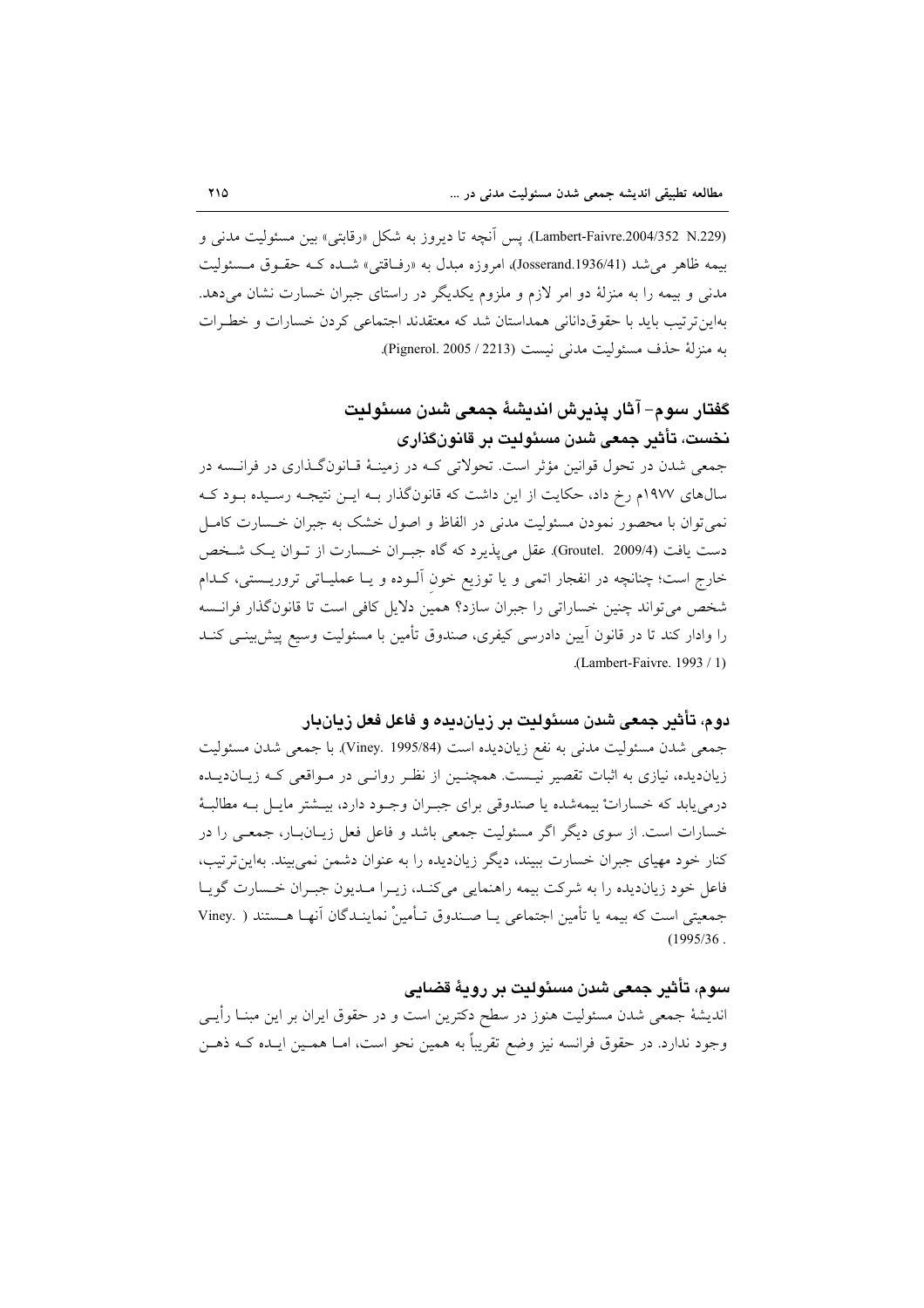(Lambert-Faivre.2004/352 N.229). پس آنچه تا دیروز به شکل «رقابتی» بین مسئولیت مدنی و بیمه ظاهر می‌شد (Josserand.1936/41)، امروزه مبدل به «رفاقتی» شده که حقوق مسئولیت مدنی و بیمه را به منزلهٔ دو امر لازم و ملزوم یکدیگر در راستای جبران خسارت نشان می‌دهد. به‌این‌ترتیب باید با حقوقدانانی همداستان شد که معتقدند اجتماعی کردن خسارات و خطرات به منزلهٔ حذف مسئولیت مدنی نیست (Pignerol. 2005 / 2213).

## گفتار سوم- آثار پذیرش اندیشهٔ جمعی شدن مسئولیت

### نخست، تأثیر جمعی شدن مسئولیت بر قانونگذاری

جمعی شدن در تحول قوانین مؤثر است. تحولاتی که در زمینهٔ قانونگذاری در فرانسه در سال‌های ۱۹۷۷م رخ داد، حکایت از این داشت که قانونگذار به این نتیجه رسیده بود که نمی‌توان با محصور نمودن مسئولیت مدنی در الفاظ و اصول خشک به جبران خسارت کامل دست یافت (Groutel. 2009/4). عقل می‌پذیرد که گاه جبران خسارت از توان یک شخص خارج است؛ چنانچه در انفجار اتمی و یا توزیع خونِ آلوده و یا عملیاتی تروریستی، کدام شخص می‌تواند چنین خساراتی را جبران سازد؟ همین دلایل کافی است تا قانونگذار فرانسه را وادار کند تا در قانون آیین دادرسی کیفری، صندوق تأمین با مسئولیت وسیع پیش‌بینی کند (Lambert-Faivre. 1993 / 1).

### دوم، تأثیر جمعی شدن مسئولیت بر زیان‌دیده و فاعل فعل زیان‌بار

جمعی شدن مسئولیت مدنی به نفع زیان‌دیده است (Viney. 1995/84). با جمعی شدن مسئولیت زیان‌دیده، نیازی به اثبات تقصیر نیست. همچنین از نظر روانی در مواقعی که زیان‌دیده درمی‌یابد که خساراتْ بیمه‌شده یا صندوقی برای جبران وجود دارد، بیشتر مایل به مطالبهٔ خسارات است. از سوی دیگر اگر مسئولیت جمعی باشد و فاعل فعل زیان‌بار، جمعی را در کنار خود مهیای جبران خسارت ببیند، دیگر زیان‌دیده را به عنوان دشمن نمی‌بیند. به‌این‌ترتیب، فاعل خود زیان‌دیده را به شرکت بیمه راهنمایی می‌کند، زیرا مدیون جبران خسارت گویا جمعیتی است که بیمه یا تأمین اجتماعی یا صندوق تأمینْ نمایندگان آنها هستند (Viney. 1995/36).

### سوم، تأثیر جمعی شدن مسئولیت بر رویهٔ قضایی

اندیشهٔ جمعی شدن مسئولیت هنوز در سطح دکترین است و در حقوق ایران بر این مبنا رأیی وجود ندارد. در حقوق فرانسه نیز وضع تقریباً به همین نحو است، اما همین ایده که ذهن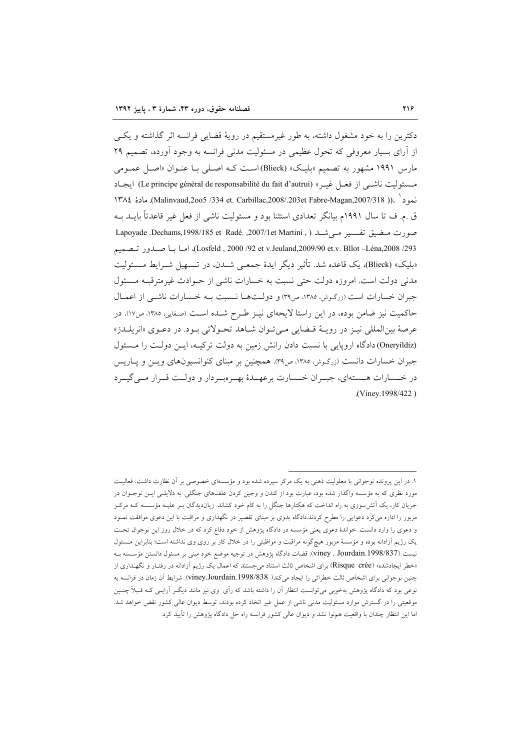دکترین را به خود مشغول داشته، به طور غیرمستقیم در رویهٔ قضایی فرانسه اثر گذاشته و یکـی از آرای بسیار معروفی که تحول عظیمی در مسئولیت مدنی فرانسه به وجود آورده، تصمیم ۲۹ مارس ۱۹۹۱ مشهور به تصمیم «بلیـک» (Blieck) اسـت کـه اصـلی بـا عنـوان «اصـل عمـومی مـسئولیت ناشـی از فعـل غیـر» (Le principe général de responsabilité du fait d'autrui) ایجـاد نمود[۱] .((Malinvaud,2oo5 /334 et. Carbillac,2008/.203et Fabre-Magan,2007/318 )). مادهٔ ۱۳۸٤ ق .م. ف تا سال ۱۹۹۱م بیانگر تعدادی استثنا بود و مسئولیت ناشی از فعل غیر قاعدتاً بایـد بـه صورت مـضیق تفـسیر مـی‌شـد ( Lapoyade .Dechams,1998/185 et Radé. ,2007/1et Martini , Losfeld , 2000 /92 et v.Jeuland,2009/90 et.v. Bllot –Léna,2008 /293)، امـا بـا صـدور تـصمیم «بلیک» (Blieck)، یک قاعده شد. تأثیر دیگر ایدهٔ جمعـی شـدن، در تـسهیل شـرایط مـسئولیت مدنی دولت است. امروزه دولت حتی نسبت به خسارات ناشی از حـوادث غیرمترقبـه مـسئول جبران خسارات است (زرگوش، ۱۳۸۵، ص۳۹) و دولـت‌هـا نـسبت بـه خـسارات ناشـی از اعمـال حاکمیت نیز ضامن بوده، در این راستا لایحه‌ای نیـز طـرح شـده اسـت (صفایی، ۱۳۸۵، ص۱۷). در عرصهٔ بین‌المللی نیـز در رویـهٔ قـضایی مـی‌تـوان شـاهد تحـولاتی بـود. در دعـوی «انریلـدز» (Oneryildiz) دادگاه اروپایی با نسبت دادن رانش زمین به دولت ترکیـه، ایـن دولـت را مـسئول جبران خسارات دانست (زرگوش، ۱۳۸۵، ص۳۹). همچنین بر مبنای کنوانسیون‌های ویـن و پـاریس در خـسارات هـسته‌ای، جبـران خـسارت برعهـدهٔ بهـره‌بـردار و دولـت قـرار مـی‌گیـرد (Viney.1998/422 ).

---

۱. در این پرونده نوجوانی با معلولیت ذهنی به یک مرکز سپرده شده بود و مؤسسه‌ای خصوصی بر آن نظارت داشت. فعالیـت مورد نظری که به مؤسسه واگذار شده بود، عبارت بود از کندن و وجین کردن علف‌های جنگلی. به دلایلـی ایـن نوجـوان در جریان کار، یک آتش‌سوزی به راه انداخت که هکتارها جنگل را به کام خود کشاند. زیان‌دیدگان بـر علیـه مؤسـسه کـه مرکـز مزبور را اداره می‌کرد دعوایی را مطرح کردند.دادگاه بدوی بر مبنای تقصیر در نگهداری و مراقبت با این دعوی موافقت نمـود و دعوی را وارد دانست. خواندهٔ دعوی یعنی مؤسسه در دادگاه پژوهش از خود دفاع کرد که در خلال روز این نوجوان تحـت یک رژیم آزادانه بوده و مؤسسهٔ مزبور هیچ‌گونه مراقبت و مواظبتی را در خلال کار بر روی وی نداشته است؛ بنابراین مـسئول نیست (viney . Jourdain.1998/837). قضات دادگاه پژوهش در توجیه موضع خود مبنی بر مسئول دانستن مؤسـسه بـه «خطر ایجادشده» (Risque crée) برای اشخاص ثالث استناد می‌جستند که اعمال یک رژیم آزادانه در رفتـار و نگهـداری از چنین نوجوانی برای اشخاص ثالث خطراتی را ایجاد می‌کند( viney.Jourdain.1998/838). شرایط آن زمان در فرانسه به نوعی بود که دادگاه پژوهش به‌خوبی می‌توانست انتظار آن را داشته باشد که رأی وی نیز مانند دیگـر آرایـی کـه قـبلاً چنـین موقعیتی را در گسترش موارد مسئولیت مدنی ناشی از عمل غیر اتخاذ کرده بودند، توسط دیوان عالی کشور نقض خواهد شد. اما این انتظار چندان با واقعیت هم‌نوا نشد و دیوان عالی کشور فرانسه راه حل دادگاه پژوهش را تأیید کرد.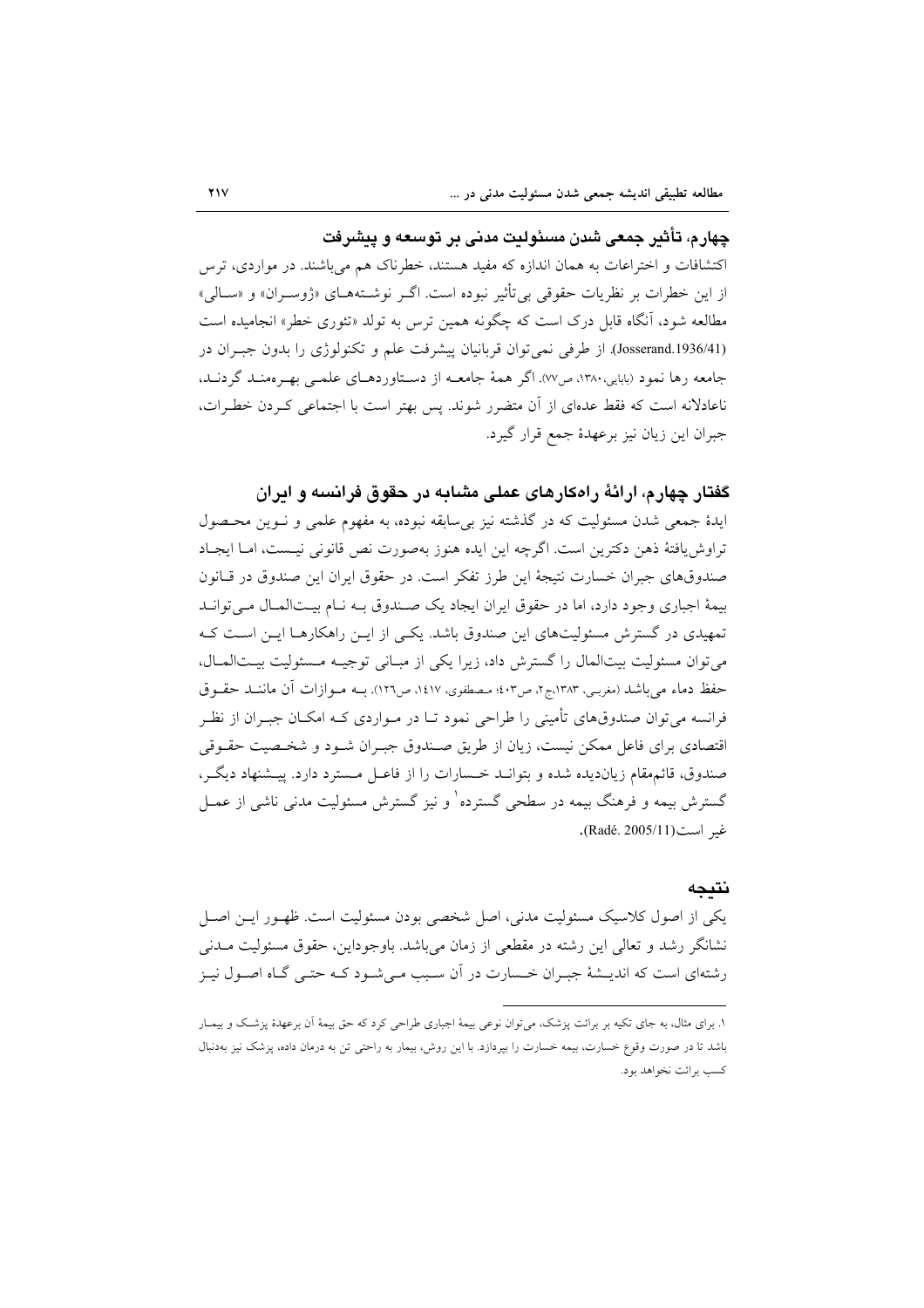### چهارم، تأثیر جمعی شدن مسئولیت مدنی بر توسعه و پیشرفت

اکتشافات و اختراعات به همان اندازه که مفید هستند، خطرناک هم می‌باشند. در مواردی، ترس از این خطرات بر نظریات حقوقی بی‌تأثیر نبوده است. اگر نوشته‌های «ژوسران» و «سالی» مطالعه شود، آنگاه قابل درک است که چگونه همین ترس به تولد «تئوری خطر» انجامیده است (Josserand.1936/41). از طرفی نمی‌توان قربانیان پیشرفت علم و تکنولوژی را بدون جبران در جامعه رها نمود (بابایی، ۱۳۸۰، ص۷۷). اگر همهٔ جامعه از دستاوردهای علمی بهره‌مند گردند، ناعادلانه است که فقط عده‌ای از آن متضرر شوند. پس بهتر است با اجتماعی کردن خطرات، جبران این زیان نیز برعهدهٔ جمع قرار گیرد.

## گفتار چهارم، ارائهٔ راه‌کارهای عملی مشابه در حقوق فرانسه و ایران

ایدهٔ جمعی شدن مسئولیت که در گذشته نیز بی‌سابقه نبوده، به مفهوم علمی و نوین محصول تراوش‌یافتهٔ ذهن دکترین است. اگرچه این ایده هنوز به‌صورت نص قانونی نیست، اما ایجاد صندوق‌های جبران خسارت نتیجهٔ این طرز تفکر است. در حقوق ایران این صندوق در قانون بیمهٔ اجباری وجود دارد، اما در حقوق ایران ایجاد یک صندوق به نام بیت‌المال می‌تواند تمهیدی در گسترش مسئولیت‌های این صندوق باشد. یکی از این راهکارها این است که می‌توان مسئولیت بیت‌المال را گسترش داد، زیرا یکی از مبانی توجیه مسئولیت بیت‌المال، حفظ دماء می‌باشد (مغربی، ۱۳۸۳،ج۲، ص۴۰۳؛ مصطفوی، ۱٤۱۷، ص۱۲٦). به موازات آن مانند حقوق فرانسه می‌توان صندوق‌های تأمینی را طراحی نمود تا در مواردی که امکان جبران از نظر اقتصادی برای فاعل ممکن نیست، زیان از طریق صندوق جبران شود و شخصیت حقوقی صندوق، قائم‌مقام زیان‌دیده شده و بتواند خسارات را از فاعل مسترد دارد. پیشنهاد دیگر، گسترش بیمه و فرهنگ بیمه در سطحی گسترده[1] و نیز گسترش مسئولیت مدنی ناشی از عمل غیر است(Radé. 2005/11).

## نتیجه

یکی از اصول کلاسیک مسئولیت مدنی، اصل شخصی بودن مسئولیت است. ظهور این اصل نشانگر رشد و تعالی این رشته در مقطعی از زمان می‌باشد. باوجوداین، حقوق مسئولیت مدنی رشته‌ای است که اندیشهٔ جبران خسارت در آن سبب می‌شود که حتی گاه اصول نیز

---

۱. برای مثال، به جای تکیه بر برائت پزشک، می‌توان نوعی بیمهٔ اجباری طراحی کرد که حق بیمهٔ آن برعهدهٔ پزشک و بیمار باشد تا در صورت وقوع خسارت، بیمه خسارت را بپردازد. با این روش، بیمار به راحتی تن به درمان داده، پزشک نیز به‌دنبال کسب برائت نخواهد بود.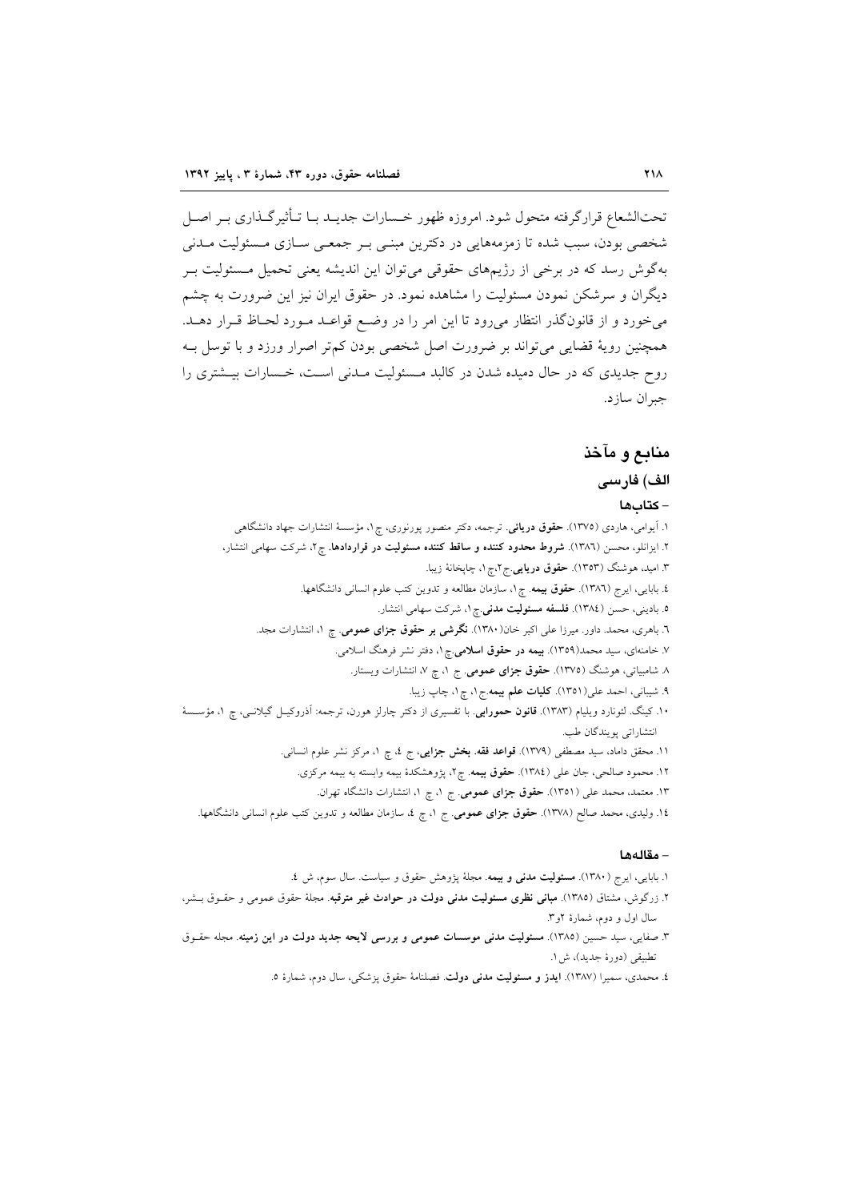تحت‌الشعاع قرارگرفته متحول شود. امروزه ظهور خسارات جدید با تأثیرگذاری بر اصل شخصی بودن، سبب شده تا زمزمه‌هایی در دکترین مبنی بر جمعی سازی مسئولیت مدنی به‌گوش رسد که در برخی از رژیم‌های حقوقی می‌توان این اندیشه یعنی تحمیل مسئولیت بر دیگران و سرشکن نمودن مسئولیت را مشاهده نمود. در حقوق ایران نیز این ضرورت به چشم می‌خورد و از قانون‌گذر انتظار می‌رود تا این امر را در وضع قواعد مورد لحاظ قرار دهد. همچنین رویهٔ قضایی می‌تواند بر ضرورت اصل شخصی بودن کم‌تر اصرار ورزد و با توسل به روح جدیدی که در حال دمیده شدن در کالبد مسئولیت مدنی است، خسارات بیشتری را جبران سازد.

## منابع و مآخذ

### الف) فارسی

#### – کتاب‌ها

۱. آیوامی، هاردی (۱۳۷۵). **حقوق دریائی**. ترجمه، دکتر منصور پورنوری، چ۱، مؤسسهٔ انتشارات جهاد دانشگاهی

۲. ایزانلو، محسن (۱۳۸۶). **شروط محدود کننده و ساقط کننده مسئولیت در قراردادها**. چ۲، شرکت سهامی انتشار،

۳. امید، هوشنگ (۱۳۵۳). **حقوق دریایی**.ج۲،چ۱، چاپخانهٔ زیبا.

٤. بابایی، ایرج (۱۳۸٦). **حقوق بیمه**. چ۱، سازمان مطالعه و تدوین کتب علوم انسانی دانشگاهها.

٥. بادینی، حسن (۱۳۸٤). **فلسفه مسئولیت مدنی**.چ۱، شرکت سهامی انتشار.

٦. باهری، محمد. داور. میرزا علی اکبر خان(۱۳۸۰). **نگرشی بر حقوق جزای عمومی**. چ ۱، انتشارات مجد.

۷. خامنه‌ای، سید محمد(۱۳۵۹). **بیمه در حقوق اسلامی**.چ۱، دفتر نشر فرهنگ اسلامی.

۸. شامبیاتی، هوشنگ (۱۳۷۵). **حقوق جزای عمومی**. ج ۱، چ ۷، انتشارات ویستار.

۹. شیبانی، احمد علی(۱۳۵۱). **کلیات علم بیمه**.ج۱، چ۱، چاپ زیبا.

۱۰. کینگ. لئونارد ویلیام (۱۳۸۳). **قانون حمورابی**. با تفسیری از دکتر چارلز هورن، ترجمه: آذروکیل گیلانی، چ ۱، مؤسسهٔ انتشاراتی پویندگان طب.

۱۱. محقق داماد، سید مصطفی (۱۳۷۹). **قواعد فقه. بخش جزایی**، ج ٤، چ ۱، مرکز نشر علوم انسانی.

۱۲. محمود صالحی، جان علی (۱۳۸٤). **حقوق بیمه**. چ۲، پژوهشکدهٔ بیمه وابسته به بیمه مرکزی.

۱۳. معتمد، محمد علی (۱۳۵۱). **حقوق جزای عمومی**. ج ۱، چ ۱، انتشارات دانشگاه تهران.

۱٤. ولیدی، محمد صالح (۱۳۷۸). **حقوق جزای عمومی**. ج ۱، چ ٤، سازمان مطالعه و تدوین کتب علوم انسانی دانشگاهها.

#### – مقاله‌ها

۱. بابایی، ایرج (۱۳۸۰). **مسئولیت مدنی و بیمه**. مجلهٔ پژوهش حقوق و سیاست. سال سوم، ش ٤.

۲. زرگوش، مشتاق (۱۳۸٥). **مبانی نظری مسئولیت مدنی دولت در حوادث غیر مترقبه**. مجلهٔ حقوق عمومی و حقوق بشر، سال اول و دوم، شمارهٔ ۲و۳.

۳. صفایی، سید حسین (۱۳۸٥). **مسئولیت مدنی موسسات عمومی و بررسی لایحه جدید دولت در این زمینه**. مجله حقوق تطبیقی (دورهٔ جدید)، ش۱.

٤. محمدی، سمیرا (۱۳۸۷). **ایدز و مسئولیت مدنی دولت**. فصلنامهٔ حقوق پزشکی، سال دوم، شمارهٔ ٥.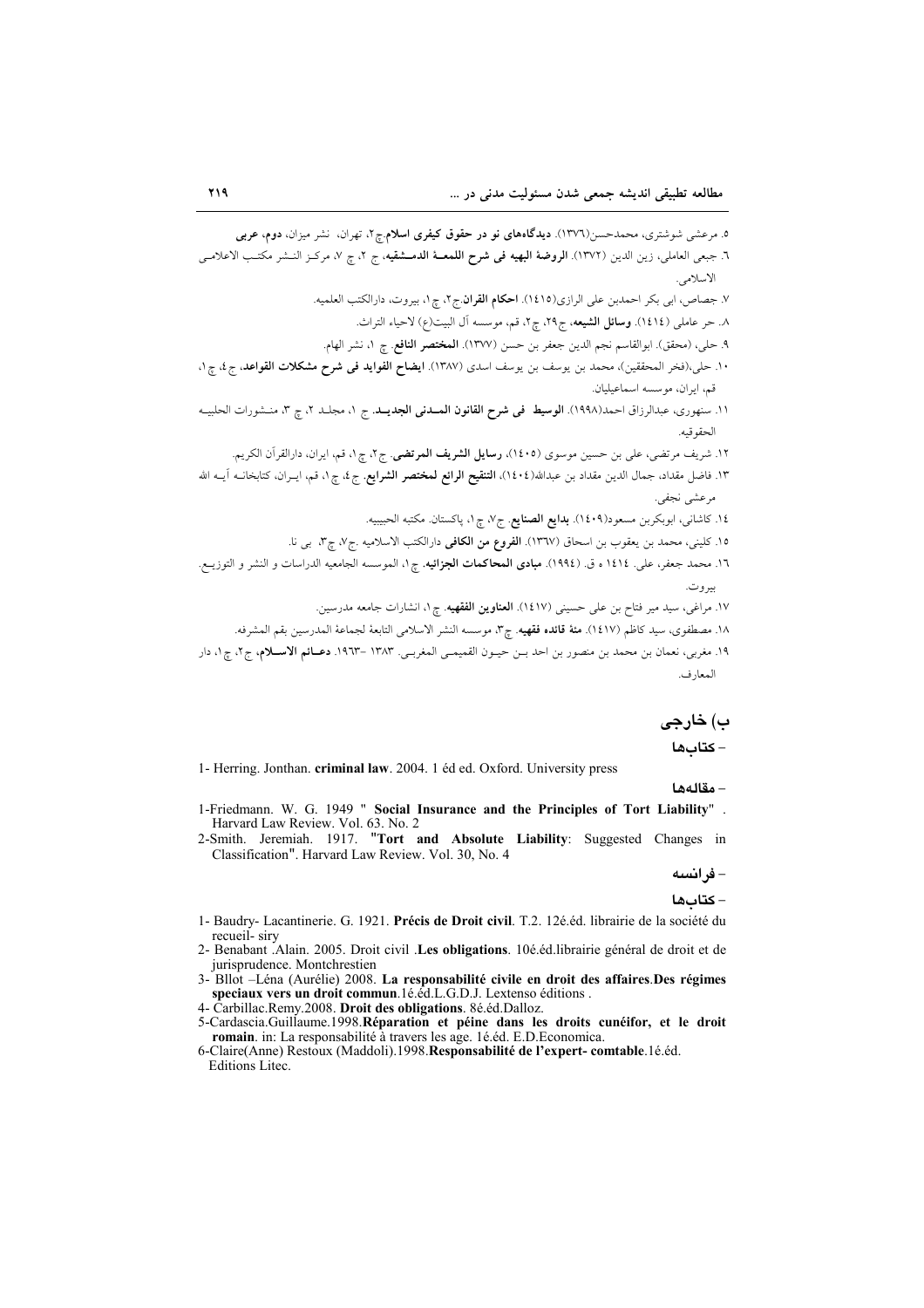٥. مرعشی شوشتری، محمدحسن(١٣٧٦). **دیدگاه‌های نو در حقوق کیفری اسلام**.ج۲، تهران، نشر میزان، **دوم، عربی**

٦. جبعی العاملی، زین الدین (١٣٧٢). **الروضة البهیه فی شرح اللمعـة الدمـشقیه**، ج ۲، چ ۷، مرکـز النـشر مکتـب الاعلامـی الاسلامی.

٧. جصاص، ابی بکر احمدبن علی الرازی(١٤١٥). **احکام القران**.ج۲، چ۱، بیروت، دارالکتب العلمیه.

٨. حر عاملی (١٤١٤). **وسائل الشیعه**، ج۲۹، چ۲، قم، موسسه آل البیت(ع) لاحیاء التراث.

٩. حلی، (محقق). ابوالقاسم نجم الدین جعفر بن حسن (١٣٧٧). **المختصر النافع**. چ ۱، نشر الهام.

١٠. حلی،(فخر المحققین)، محمد بن یوسف بن یوسف اسدی (١٣٨٧). **ایضاح الفواید فی شرح مشکلات القواعد**، ج۴، چ۱، قم، ایران، موسسه اسماعیلیان.

١١. سنهوری، عبدالرزاق احمد(١٩٩٨). **الوسیط فی شرح القانون المـدنی الجدیـد**. ج ۱، مجلـد ۲، چ ۳، منـشورات الحلبیـه الحقوقیه.

١٢. شریف مرتضی، علی بن حسین موسوی (١٤٠٥)، **رسایل الشریف المرتضی**. ج۲، چ۱، قم، ایران، دارالقرآن الکریم.

١٣. فاضل مقداد، جمال الدین مقداد بن عبدالله(١٤٠٤)، **التنقیح الرائع لمختصر الشرایع**. ج۴، چ۱، قم، ایـران، کتابخانـه آیـه الله مرعشی نجفی.

١٤. کاشانی، ابوبکربن مسعود(١٤٠٩). **بدایع الصنایع**. ج۷، چ۱، پاکستان. مکتبه الحبیبیه.

١٥. کلینی، محمد بن یعقوب بن اسحاق (١٣٦٧). **الفروع من الکافی** دارالکتب الاسلامیه .ج۷، چ۳، بی نا.

١٦. محمد جعفر، علی. ١٤١٤ ه ق. (١٩٩٤). **مبادی المحاکمات الجزائیه**. چ۱، الموسسه الجامعیه الدراسات و النشر و التوزیـع. بیروت.

١٧. مراغی، سید میر فتاح بن علی حسینی (١٤١٧). **العناوین الفقهیه**. چ۱، انتشارات جامعه مدرسین.

١٨. مصطفوی، سید کاظم (١٤١٧). **مئة قاعده فقهیه**. چ۳، موسسه النشر الاسلامی التابعة لجماعة المدرسین بقم المشرفه.

١٩. مغربی، نعمان بن محمد بن منصور بن احد بـن حیـون القمیمـی المغربـی. ١٣٨٣ -١٩٦٣. **دعـائم الاسـلام**، ج۲، چ۱، دار المعارف.

## ب) خارجی

### - کتاب‌ها

1- Herring. Jonthan. **criminal law**. 2004. 1 éd ed. Oxford. University press

### - مقاله‌ها

1-Friedmann. W. G. 1949 " **Social Insurance and the Principles of Tort Liability**" . Harvard Law Review. Vol. 63. No. 2

2-Smith. Jeremiah. 1917. "**Tort and Absolute Liability**: Suggested Changes in Classification". Harvard Law Review. Vol. 30, No. 4

### - فرانسه

### - کتاب‌ها

1- Baudry- Lacantinerie. G. 1921. **Précis de Droit civil**. T.2. 12é.éd. librairie de la société du recueil- siry

2- Benabant .Alain. 2005. Droit civil .**Les obligations**. 10é.éd.librairie général de droit et de jurisprudence. Montchrestien

3- Bllot –Léna (Aurélie) 2008. **La responsabilité civile en droit des affaires**.**Des régimes speciaux vers un droit commun**.1é.éd.L.G.D.J. Lextenso éditions .

4- Carbillac.Remy.2008. **Droit des obligations**. 8é.éd.Dalloz.

5-Cardascia.Guillaume.1998.**Réparation et péine dans les droits cunéifor, et le droit romain**. in: La responsabilité à travers les age. 1é.éd. E.D.Economica.

6-Claire(Anne) Restoux (Maddoli).1998.**Responsabilité de l'expert- comtable**.1é.éd. Editions Litec.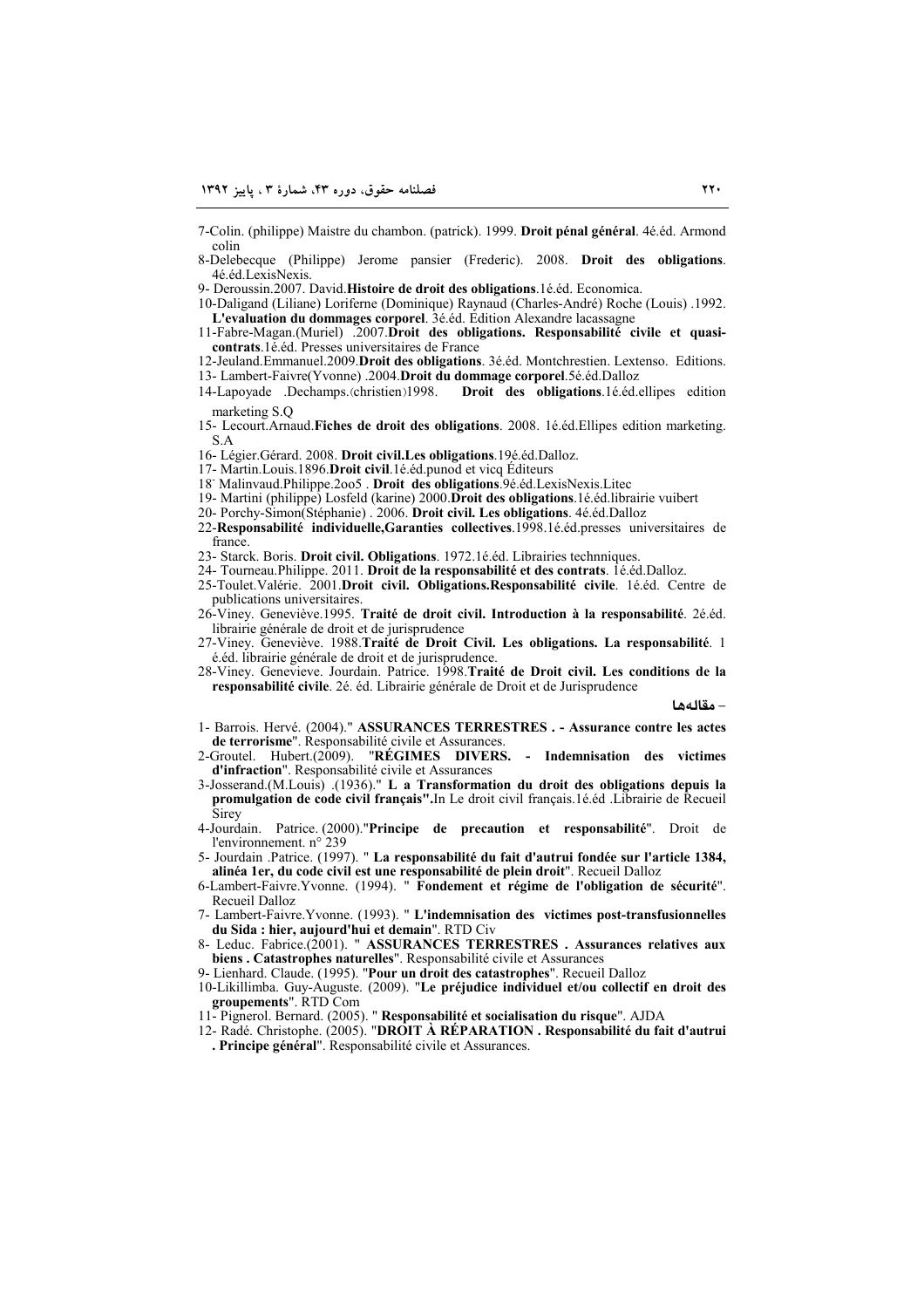7-Colin. (philippe) Maistre du chambon. (patrick). 1999. **Droit pénal général**. 4é.éd. Armond colin

8-Delebecque (Philippe) Jerome pansier (Frederic). 2008. **Droit des obligations**. 4é.éd.LexisNexis.

9- Deroussin.2007. David.**Histoire de droit des obligations**.1é.éd. Economica.

10-Daligand (Liliane) Loriferne (Dominique) Raynaud (Charles-André) Roche (Louis) .1992. **L'evaluation du dommages corporel**. 3é.éd. Édition Alexandre lacassagne

11-Fabre-Magan.(Muriel) .2007.**Droit des obligations. Responsabilité civile et quasi-contrats**.1é.éd. Presses universitaires de France

12-Jeuland.Emmanuel.2009.**Droit des obligations**. 3é.éd. Montchrestien. Lextenso. Editions.

13- Lambert-Faivre(Yvonne) .2004.**Droit du dommage corporel**.5é.éd.Dalloz

14-Lapoyade .Dechamps.(christien)1998. **Droit des obligations**.1é.éd.ellipes edition marketing S.Q

15- Lecourt.Arnaud.**Fiches de droit des obligations**. 2008. 1é.éd.Ellipes edition marketing. S.A

16- Légier.Gérard. 2008. **Droit civil.Les obligations**.19é.éd.Dalloz.

17- Martin.Louis.1896.**Droit civil**.1é.éd.punod et vicq Éditeurs

18- Malinvaud.Philippe.2oo5 . **Droit des obligations**.9é.éd.LexisNexis.Litec

19- Martini (philippe) Losfeld (karine) 2000.**Droit des obligations**.1é.éd.librairie vuibert

20- Porchy-Simon(Stéphanie) . 2006. **Droit civil. Les obligations**. 4é.éd.Dalloz

22-**Responsabilité individuelle,Garanties collectives**.1998.1é.éd.presses universitaires de france.

23- Starck. Boris. **Droit civil. Obligations**. 1972.1é.éd. Librairies techniques.

24- Tourneau.Philippe. 2011. **Droit de la responsabilité et des contrats**. 1é.éd.Dalloz.

25-Toulet.Valérie. 2001.**Droit civil. Obligations.Responsabilité civile**. 1é.éd. Centre de publications universitaires.

26-Viney. Geneviève.1995. **Traité de droit civil. Introduction à la responsabilité**. 2é.éd. librairie générale de droit et de jurisprudence

27-Viney. Geneviève. 1988.**Traité de Droit Civil. Les obligations. La responsabilité**. 1 é.éd. librairie générale de droit et de jurisprudence.

28-Viney. Genevieve. Jourdain. Patrice. 1998.**Traité de Droit civil. Les conditions de la responsabilité civile**. 2é. éd. Librairie générale de Droit et de Jurisprudence

**– مقاله‌ها**

1- Barrois. Hervé. (2004)." **ASSURANCES TERRESTRES . - Assurance contre les actes de terrorisme**". Responsabilité civile et Assurances.

2-Groutel. Hubert.(2009). "**RÉGIMES DIVERS. - Indemnisation des victimes d'infraction**". Responsabilité civile et Assurances

3-Josserand.(M.Louis) .(1936)." **L a Transformation du droit des obligations depuis la promulgation de code civil français".**In Le droit civil français.1é.éd .Librairie de Recueil Sirey

4-Jourdain. Patrice. (2000)."**Principe de precaution et responsabilité**". Droit de l'environnement. n° 239

5- Jourdain .Patrice. (1997). " **La responsabilité du fait d'autrui fondée sur l'article 1384, alinéa 1er, du code civil est une responsabilité de plein droit**". Recueil Dalloz

6-Lambert-Faivre.Yvonne. (1994). " **Fondement et régime de l'obligation de sécurité**". Recueil Dalloz

7- Lambert-Faivre.Yvonne. (1993). " **L'indemnisation des victimes post-transfusionnelles du Sida : hier, aujourd'hui et demain**". RTD Civ

8- Leduc. Fabrice.(2001). " **ASSURANCES TERRESTRES . Assurances relatives aux biens . Catastrophes naturelles**". Responsabilité civile et Assurances

9- Lienhard. Claude. (1995). "**Pour un droit des catastrophes**". Recueil Dalloz

10-Likillimba. Guy-Auguste. (2009). "**Le préjudice individuel et/ou collectif en droit des groupements**". RTD Com

11- Pignerol. Bernard. (2005). " **Responsabilité et socialisation du risque**". AJDA

12- Radé. Christophe. (2005). "**DROIT À RÉPARATION . Responsabilité du fait d'autrui . Principe général**". Responsabilité civile et Assurances.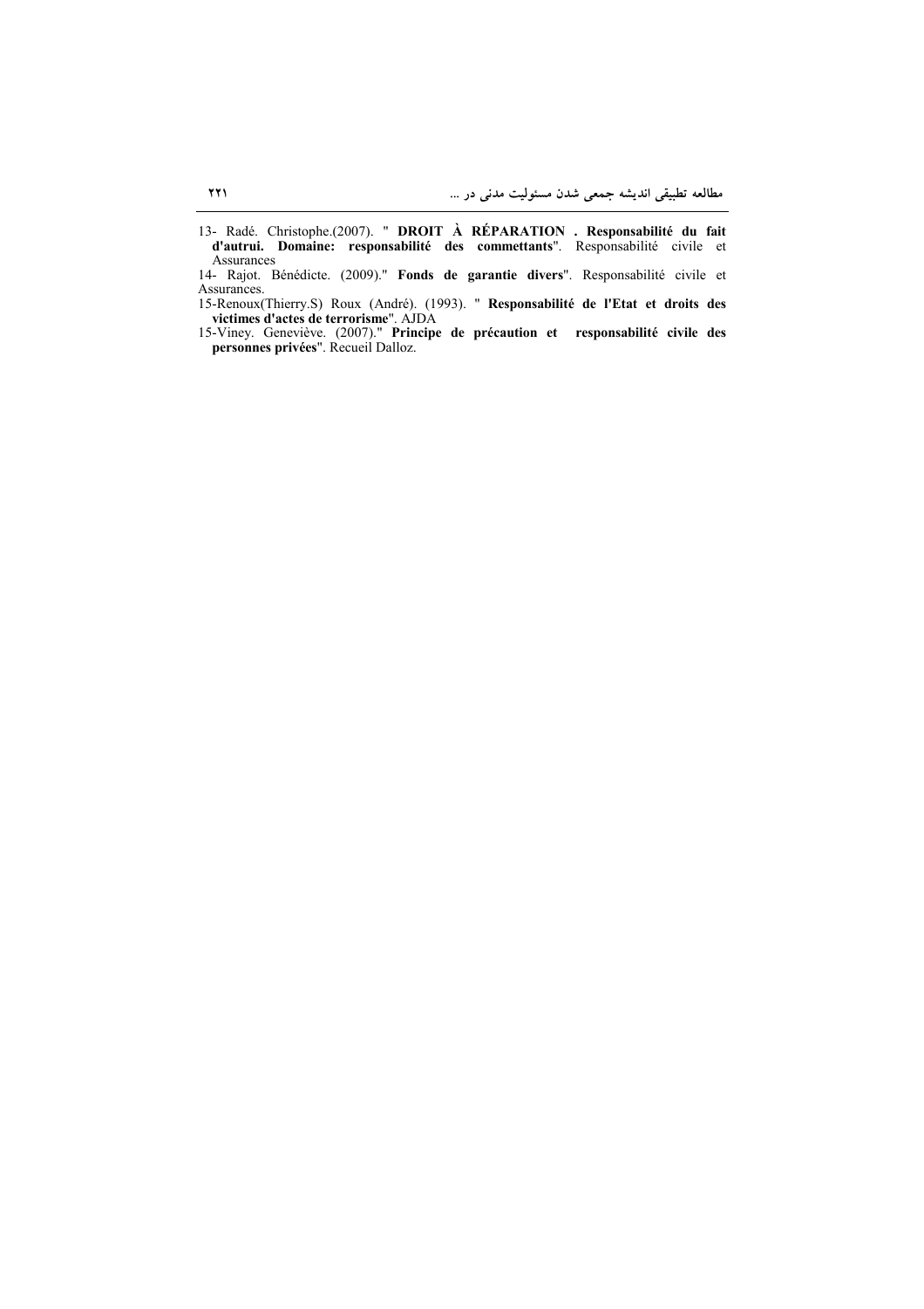13- Radé. Christophe.(2007). " **DROIT À RÉPARATION . Responsabilité du fait d'autrui. Domaine: responsabilité des commettants**". Responsabilité civile et Assurances

14- Rajot. Bénédicte. (2009)." **Fonds de garantie divers**". Responsabilité civile et Assurances.

15-Renoux(Thierry.S) Roux (André). (1993). " **Responsabilité de l'Etat et droits des victimes d'actes de terrorisme**". AJDA

15-Viney. Geneviève. (2007)." **Principe de précaution et responsabilité civile des personnes privées**". Recueil Dalloz.